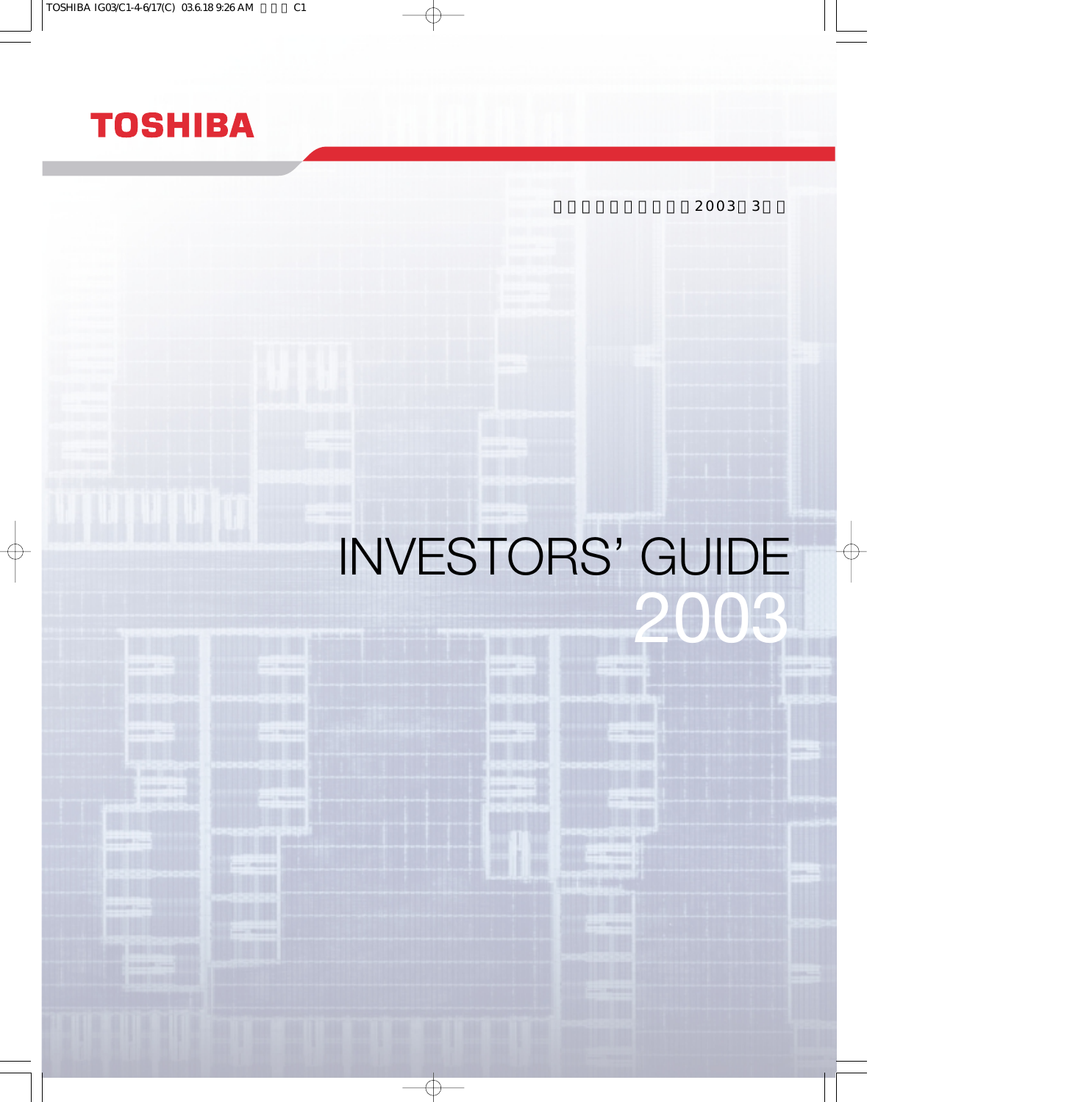TOSHIBA

INVESTORS' GUIDE 2003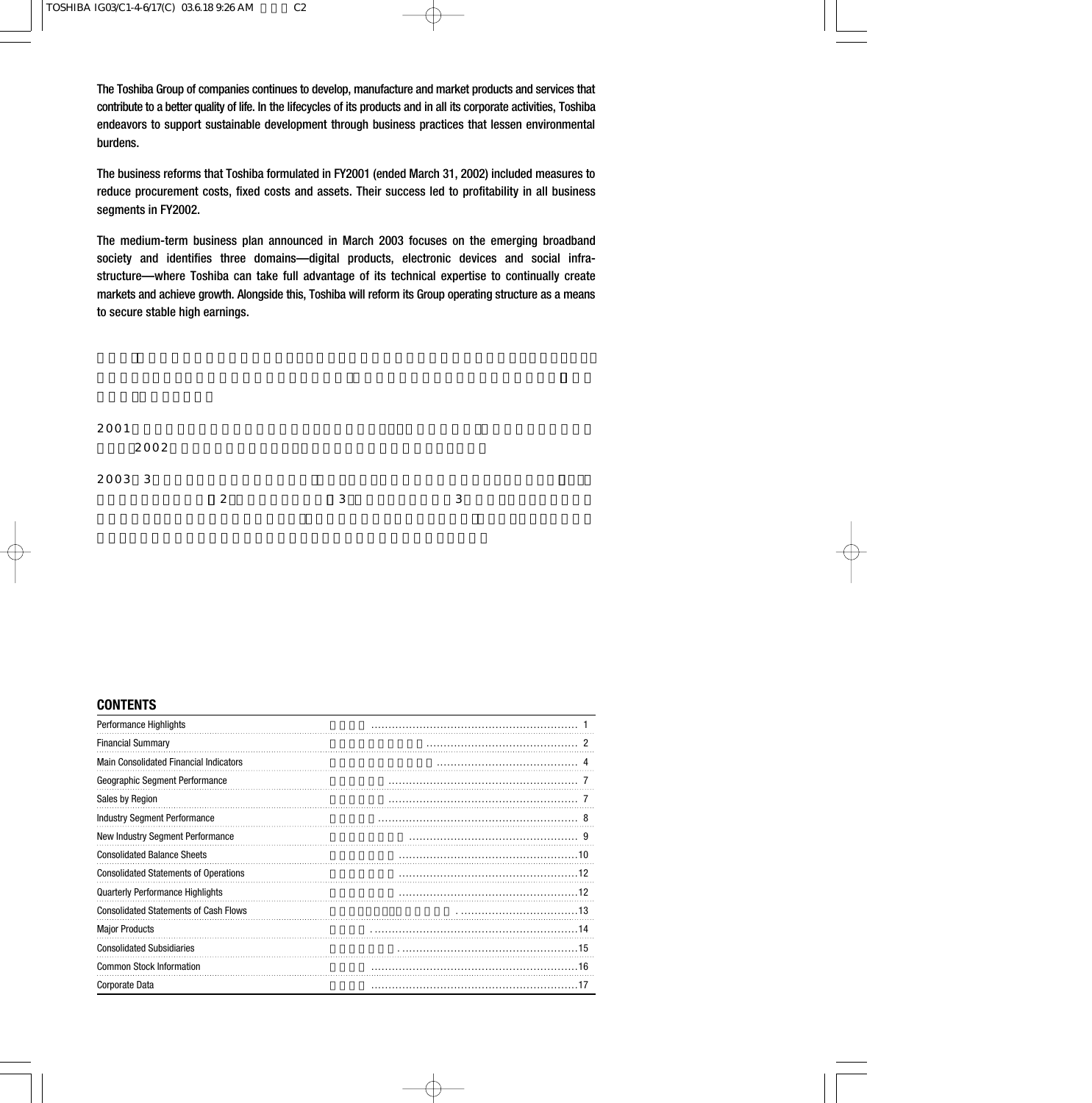The Toshiba Group of companies continues to develop, manufacture and market products and services that contribute to a better quality of life. In the lifecycles of its products and in all its corporate activities, Toshiba endeavors to support sustainable development through business practices that lessen environmental burdens.

The business reforms that Toshiba formulated in FY2001 (ended March 31, 2002) included measures to reduce procurement costs, fixed costs and assets. Their success led to profitability in all business segments in FY2002.

The medium-term business plan announced in March 2003 focuses on the emerging broadband society and identifies three domains—digital products, electronic devices and social infrastructure—where Toshiba can take full advantage of its technical expertise to continually create markets and achieve growth. Alongside this, Toshiba will reform its Group operating structure as a means to secure stable high earnings.

## CONTENTS

| | |
|---|---|
| Performance Highlights | 1 |
| Financial Summary | 2 |
| Main Consolidated Financial Indicators | 4 |
| Geographic Segment Performance | 7 |
| Sales by Region | 7 |
| Industry Segment Performance | 8 |
| New Industry Segment Performance | 9 |
| Consolidated Balance Sheets | 10 |
| Consolidated Statements of Operations | 12 |
| Quarterly Performance Highlights | 12 |
| Consolidated Statements of Cash Flows | 13 |
| Major Products | 14 |
| Consolidated Subsidiaries | 15 |
| Common Stock Information | 16 |
| Corporate Data | 17 |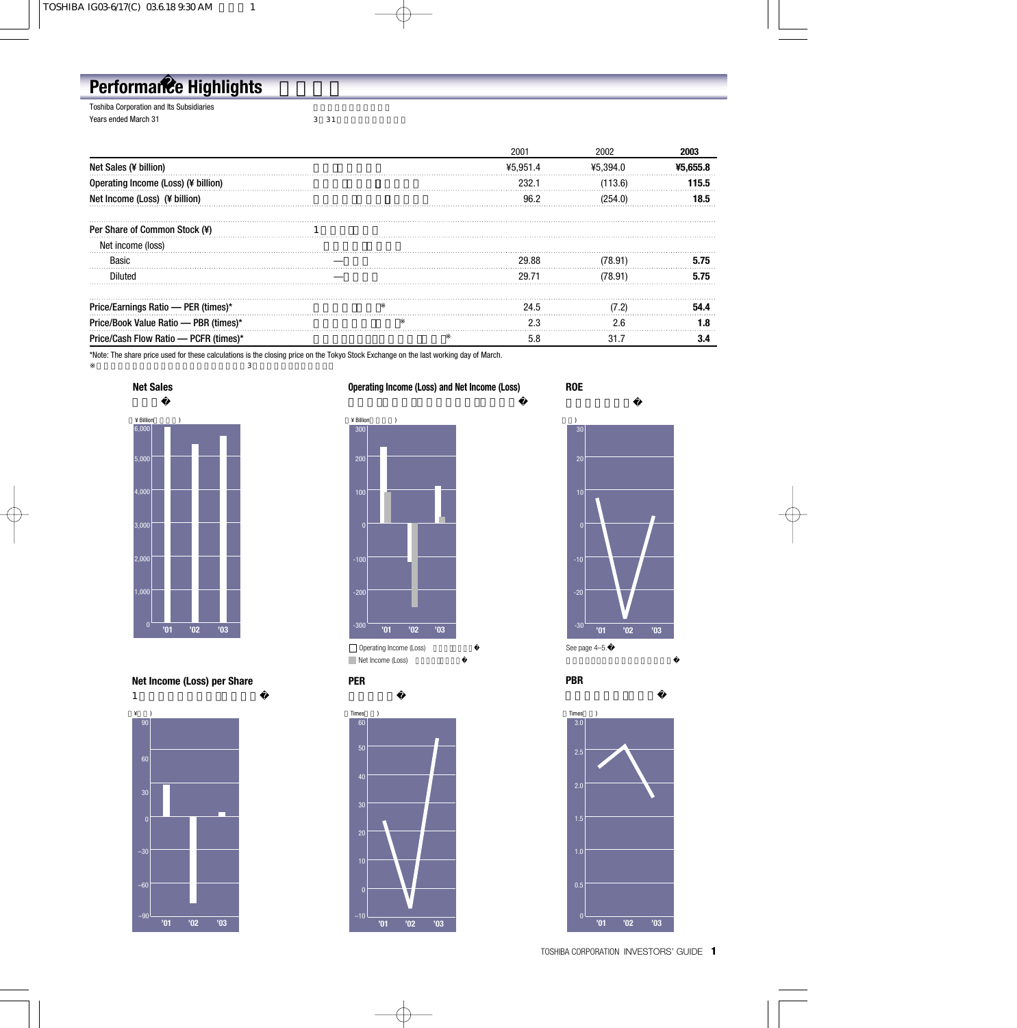## Performance Highlights

Toshiba Corporation and Its Subsidiaries
Years ended March 31

| | 2001 | 2002 | **2003** |
|---|---|---|---|
| Net Sales (¥ billion) | ¥5,951.4 | ¥5,394.0 | **¥5,655.8** |
| Operating Income (Loss) (¥ billion) | 232.1 | (113.6) | **115.5** |
| Net Income (Loss) (¥ billion) | 96.2 | (254.0) | **18.5** |
| Per Share of Common Stock (¥) | | | |
| Net income (loss) | | | |
| Basic | 29.88 | (78.91) | **5.75** |
| Diluted | 29.71 | (78.91) | **5.75** |
| Price/Earnings Ratio — PER (times)* | 24.5 | (7.2) | **54.4** |
| Price/Book Value Ratio — PBR (times)* | 2.3 | 2.6 | **1.8** |
| Price/Cash Flow Ratio — PCFR (times)* | 5.8 | 31.7 | **3.4** |

*Note: The share price used for these calculations is the closing price on the Tokyo Stock Exchange on the last working day of March.

### Net Sales

¥ Billion
6,000
5,000
4,000
3,000
2,000
1,000
0
'01 '02 '03

### Operating Income (Loss) and Net Income (Loss)

¥ Billion
300
200
100
0
-100
-200
-300
'01 '02 '03

Operating Income (Loss)
Net Income (Loss)

### ROE

30
20
10
0
-10
-20
-30
'01 '02 '03

See page 4–5.

### Net Income (Loss) per Share

¥
90
60
30
0
–30
–60
–90
'01 '02 '03

### PER

Times
60
50
40
30
20
10
0
–10
'01 '02 '03

### PBR

Times
3.0
2.5
2.0
1.5
1.0
0.5
0
'01 '02 '03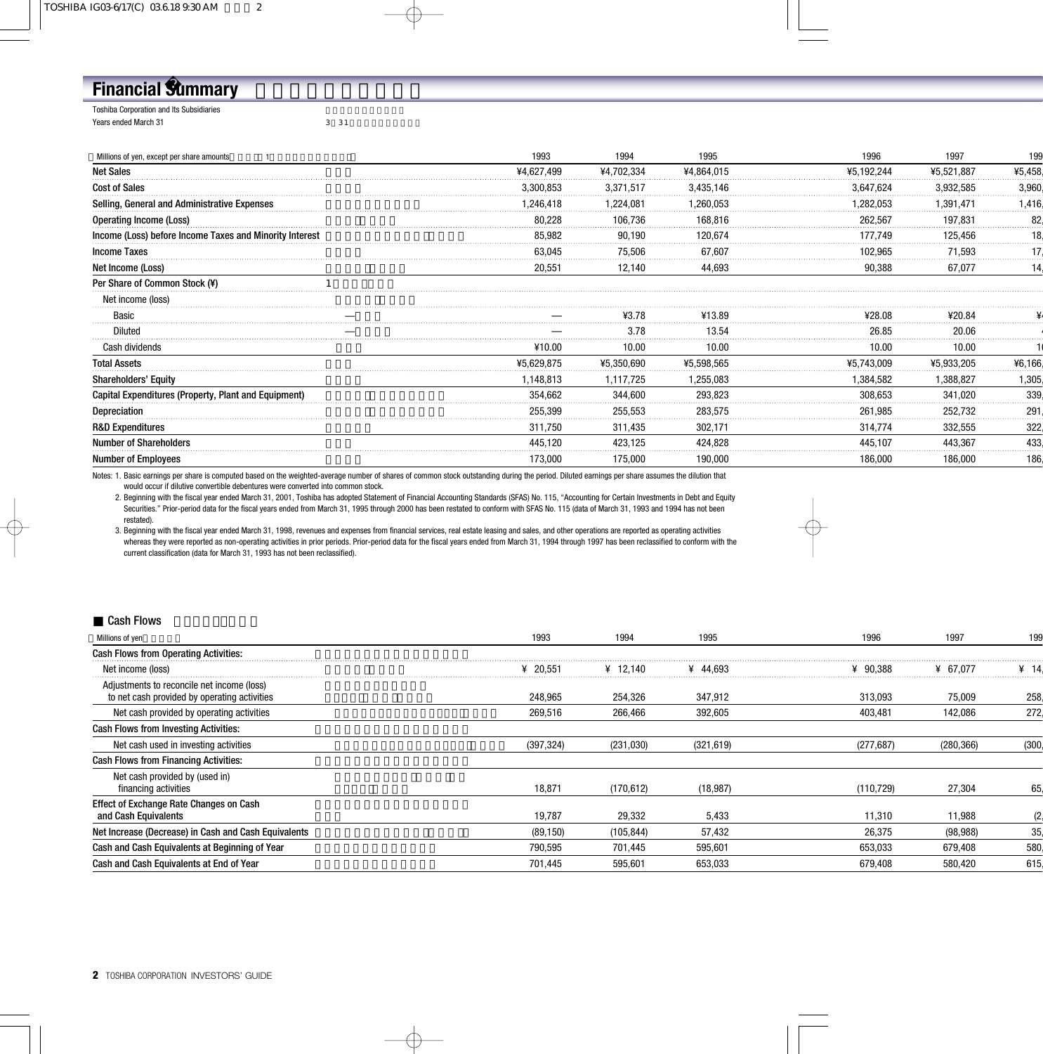# Financial Summary

Toshiba Corporation and Its Subsidiaries
Years ended March 31

| Millions of yen, except per share amounts | 1993 | 1994 | 1995 | 1996 | 1997 | 199 |
|---|---|---|---|---|---|---|
| **Net Sales** | ¥4,627,499 | ¥4,702,334 | ¥4,864,015 | ¥5,192,244 | ¥5,521,887 | ¥5,458, |
| **Cost of Sales** | 3,300,853 | 3,371,517 | 3,435,146 | 3,647,624 | 3,932,585 | 3,960, |
| **Selling, General and Administrative Expenses** | 1,246,418 | 1,224,081 | 1,260,053 | 1,282,053 | 1,391,471 | 1,416, |
| **Operating Income (Loss)** | 80,228 | 106,736 | 168,816 | 262,567 | 197,831 | 82, |
| **Income (Loss) before Income Taxes and Minority Interest** | 85,982 | 90,190 | 120,674 | 177,749 | 125,456 | 18, |
| **Income Taxes** | 63,045 | 75,506 | 67,607 | 102,965 | 71,593 | 17, |
| **Net Income (Loss)** | 20,551 | 12,140 | 44,693 | 90,388 | 67,077 | 14, |
| **Per Share of Common Stock (¥)** | | | | | | |
| Net income (loss) | | | | | | |
| Basic | — | ¥3.78 | ¥13.89 | ¥28.08 | ¥20.84 | ¥ |
| Diluted | — | 3.78 | 13.54 | 26.85 | 20.06 | |
| Cash dividends | ¥10.00 | 10.00 | 10.00 | 10.00 | 10.00 | 1 |
| **Total Assets** | ¥5,629,875 | ¥5,350,690 | ¥5,598,565 | ¥5,743,009 | ¥5,933,205 | ¥6,166, |
| **Shareholders' Equity** | 1,148,813 | 1,117,725 | 1,255,083 | 1,384,582 | 1,388,827 | 1,305, |
| **Capital Expenditures (Property, Plant and Equipment)** | 354,662 | 344,600 | 293,823 | 308,653 | 341,020 | 339, |
| **Depreciation** | 255,399 | 255,553 | 283,575 | 261,985 | 252,732 | 291, |
| **R&D Expenditures** | 311,750 | 311,435 | 302,171 | 314,774 | 332,555 | 322, |
| **Number of Shareholders** | 445,120 | 423,125 | 424,828 | 445,107 | 443,367 | 433, |
| **Number of Employees** | 173,000 | 175,000 | 190,000 | 186,000 | 186,000 | 186, |

Notes: 1. Basic earnings per share is computed based on the weighted-average number of shares of common stock outstanding during the period. Diluted earnings per share assumes the dilution that would occur if dilutive convertible debentures were converted into common stock.

2. Beginning with the fiscal year ended March 31, 2001, Toshiba has adopted Statement of Financial Accounting Standards (SFAS) No. 115, "Accounting for Certain Investments in Debt and Equity Securities." Prior-period data for the fiscal years ended from March 31, 1995 through 2000 has been restated to conform with SFAS No. 115 (data of March 31, 1993 and 1994 has not been restated).

3. Beginning with the fiscal year ended March 31, 1998, revenues and expenses from financial services, real estate leasing and sales, and other operations are reported as operating activities whereas they were reported as non-operating activities in prior periods. Prior-period data for the fiscal years ended from March 31, 1994 through 1997 has been reclassified to conform with the current classification (data for March 31, 1993 has not been reclassified).

## ■ Cash Flows

| Millions of yen | 1993 | 1994 | 1995 | 1996 | 1997 | 199 |
|---|---|---|---|---|---|---|
| **Cash Flows from Operating Activities:** | | | | | | |
| Net income (loss) | ¥ 20,551 | ¥ 12,140 | ¥ 44,693 | ¥ 90,388 | ¥ 67,077 | ¥ 14, |
| Adjustments to reconcile net income (loss) to net cash provided by operating activities | 248,965 | 254,326 | 347,912 | 313,093 | 75,009 | 258, |
| Net cash provided by operating activities | 269,516 | 266,466 | 392,605 | 403,481 | 142,086 | 272, |
| **Cash Flows from Investing Activities:** | | | | | | |
| Net cash used in investing activities | (397,324) | (231,030) | (321,619) | (277,687) | (280,366) | (300, |
| **Cash Flows from Financing Activities:** | | | | | | |
| Net cash provided by (used in) financing activities | 18,871 | (170,612) | (18,987) | (110,729) | 27,304 | 65, |
| **Effect of Exchange Rate Changes on Cash and Cash Equivalents** | 19,787 | 29,332 | 5,433 | 11,310 | 11,988 | (2, |
| **Net Increase (Decrease) in Cash and Cash Equivalents** | (89,150) | (105,844) | 57,432 | 26,375 | (98,988) | 35, |
| **Cash and Cash Equivalents at Beginning of Year** | 790,595 | 701,445 | 595,601 | 653,033 | 679,408 | 580, |
| **Cash and Cash Equivalents at End of Year** | 701,445 | 595,601 | 653,033 | 679,408 | 580,420 | 615, |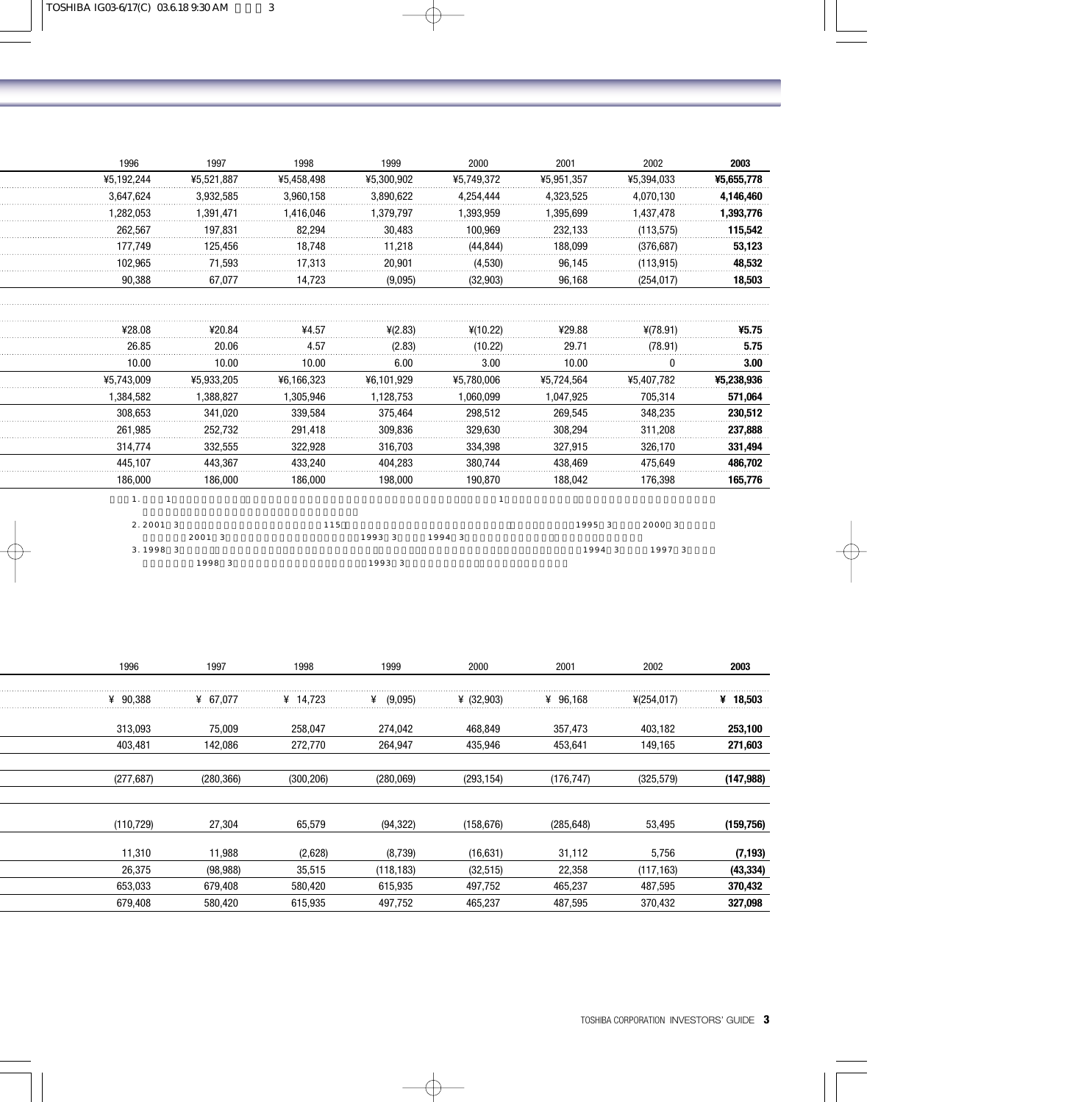| | | | | | | | |
|---|---|---|---|---|---|---|---|
| 1996 | 1997 | 1998 | 1999 | 2000 | 2001 | 2002 | **2003** |
| ¥5,192,244 | ¥5,521,887 | ¥5,458,498 | ¥5,300,902 | ¥5,749,372 | ¥5,951,357 | ¥5,394,033 | **¥5,655,778** |
| 3,647,624 | 3,932,585 | 3,960,158 | 3,890,622 | 4,254,444 | 4,323,525 | 4,070,130 | **4,146,460** |
| 1,282,053 | 1,391,471 | 1,416,046 | 1,379,797 | 1,393,959 | 1,395,699 | 1,437,478 | **1,393,776** |
| 262,567 | 197,831 | 82,294 | 30,483 | 100,969 | 232,133 | (113,575) | **115,542** |
| 177,749 | 125,456 | 18,748 | 11,218 | (44,844) | 188,099 | (376,687) | **53,123** |
| 102,965 | 71,593 | 17,313 | 20,901 | (4,530) | 96,145 | (113,915) | **48,532** |
| 90,388 | 67,077 | 14,723 | (9,095) | (32,903) | 96,168 | (254,017) | **18,503** |
| | | | | | | | |
| ¥28.08 | ¥20.84 | ¥4.57 | ¥(2.83) | ¥(10.22) | ¥29.88 | ¥(78.91) | **¥5.75** |
| 26.85 | 20.06 | 4.57 | (2.83) | (10.22) | 29.71 | (78.91) | **5.75** |
| 10.00 | 10.00 | 10.00 | 6.00 | 3.00 | 10.00 | 0 | **3.00** |
| ¥5,743,009 | ¥5,933,205 | ¥6,166,323 | ¥6,101,929 | ¥5,780,006 | ¥5,724,564 | ¥5,407,782 | **¥5,238,936** |
| 1,384,582 | 1,388,827 | 1,305,946 | 1,128,753 | 1,060,099 | 1,047,925 | 705,314 | **571,064** |
| 308,653 | 341,020 | 339,584 | 375,464 | 298,512 | 269,545 | 348,235 | **230,512** |
| 261,985 | 252,732 | 291,418 | 309,836 | 329,630 | 308,294 | 311,208 | **237,888** |
| 314,774 | 332,555 | 322,928 | 316,703 | 334,398 | 327,915 | 326,170 | **331,494** |
| 445,107 | 443,367 | 433,240 | 404,283 | 380,744 | 438,469 | 475,649 | **486,702** |
| 186,000 | 186,000 | 186,000 | 198,000 | 190,870 | 188,042 | 176,398 | **165,776** |

1. 1 1

2. 2001 3 115 1995 3 2000 3 2001 3 1993 3 1994 3

3. 1998 3 1994 3 1997 3 1998 3 1993 3

| | | | | | | | |
|---|---|---|---|---|---|---|---|
| 1996 | 1997 | 1998 | 1999 | 2000 | 2001 | 2002 | **2003** |
| ¥ 90,388 | ¥ 67,077 | ¥ 14,723 | ¥ (9,095) | ¥ (32,903) | ¥ 96,168 | ¥(254,017) | **¥ 18,503** |
| 313,093 | 75,009 | 258,047 | 274,042 | 468,849 | 357,473 | 403,182 | **253,100** |
| 403,481 | 142,086 | 272,770 | 264,947 | 435,946 | 453,641 | 149,165 | **271,603** |
| (277,687) | (280,366) | (300,206) | (280,069) | (293,154) | (176,747) | (325,579) | **(147,988)** |
| (110,729) | 27,304 | 65,579 | (94,322) | (158,676) | (285,648) | 53,495 | **(159,756)** |
| 11,310 | 11,988 | (2,628) | (8,739) | (16,631) | 31,112 | 5,756 | **(7,193)** |
| 26,375 | (98,988) | 35,515 | (118,183) | (32,515) | 22,358 | (117,163) | **(43,334)** |
| 653,033 | 679,408 | 580,420 | 615,935 | 497,752 | 465,237 | 487,595 | **370,432** |
| 679,408 | 580,420 | 615,935 | 497,752 | 465,237 | 487,595 | 370,432 | **327,098** |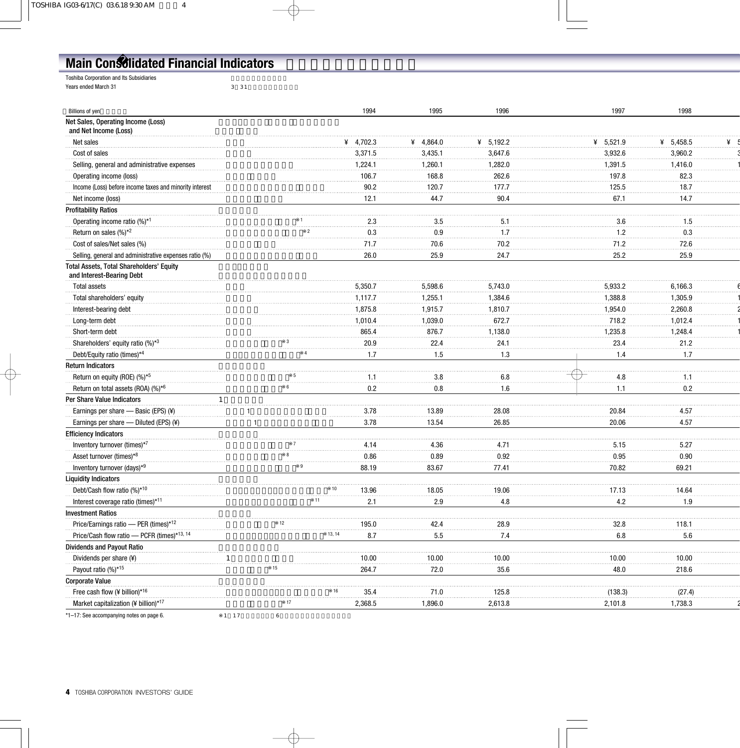## Main Consolidated Financial Indicators

Toshiba Corporation and Its Subsidiaries
Years ended March 31

| Billions of yen | | 1994 | 1995 | 1996 | 1997 | 1998 |
|---|---|---|---|---|---|---|
| **Net Sales, Operating Income (Loss) and Net Income (Loss)** | | | | | | |
| Net sales | | ¥ 4,702.3 | ¥ 4,864.0 | ¥ 5,192.2 | ¥ 5,521.9 | ¥ 5,458.5 |
| Cost of sales | | 3,371.5 | 3,435.1 | 3,647.6 | 3,932.6 | 3,960.2 |
| Selling, general and administrative expenses | | 1,224.1 | 1,260.1 | 1,282.0 | 1,391.5 | 1,416.0 |
| Operating income (loss) | | 106.7 | 168.8 | 262.6 | 197.8 | 82.3 |
| Income (Loss) before income taxes and minority interest | | 90.2 | 120.7 | 177.7 | 125.5 | 18.7 |
| Net income (loss) | | 12.1 | 44.7 | 90.4 | 67.1 | 14.7 |
| **Profitability Ratios** | | | | | | |
| Operating income ratio (%)*1 | ※1 | 2.3 | 3.5 | 5.1 | 3.6 | 1.5 |
| Return on sales (%)*2 | ※2 | 0.3 | 0.9 | 1.7 | 1.2 | 0.3 |
| Cost of sales/Net sales (%) | | 71.7 | 70.6 | 70.2 | 71.2 | 72.6 |
| Selling, general and administrative expenses ratio (%) | | 26.0 | 25.9 | 24.7 | 25.2 | 25.9 |
| **Total Assets, Total Shareholders' Equity and Interest-Bearing Debt** | | | | | | |
| Total assets | | 5,350.7 | 5,598.6 | 5,743.0 | 5,933.2 | 6,166.3 |
| Total shareholders' equity | | 1,117.7 | 1,255.1 | 1,384.6 | 1,388.8 | 1,305.9 |
| Interest-bearing debt | | 1,875.8 | 1,915.7 | 1,810.7 | 1,954.0 | 2,260.8 |
| Long-term debt | | 1,010.4 | 1,039.0 | 672.7 | 718.2 | 1,012.4 |
| Short-term debt | | 865.4 | 876.7 | 1,138.0 | 1,235.8 | 1,248.4 |
| Shareholders' equity ratio (%)*3 | ※3 | 20.9 | 22.4 | 24.1 | 23.4 | 21.2 |
| Debt/Equity ratio (times)*4 | ※4 | 1.7 | 1.5 | 1.3 | 1.4 | 1.7 |
| **Return Indicators** | | | | | | |
| Return on equity (ROE) (%)*5 | ※5 | 1.1 | 3.8 | 6.8 | 4.8 | 1.1 |
| Return on total assets (ROA) (%)*6 | ※6 | 0.2 | 0.8 | 1.6 | 1.1 | 0.2 |
| **Per Share Value Indicators** | 1 | | | | | |
| Earnings per share — Basic (EPS) (¥) | 1 | 3.78 | 13.89 | 28.08 | 20.84 | 4.57 |
| Earnings per share — Diluted (EPS) (¥) | 1 | 3.78 | 13.54 | 26.85 | 20.06 | 4.57 |
| **Efficiency Indicators** | | | | | | |
| Inventory turnover (times)*7 | ※7 | 4.14 | 4.36 | 4.71 | 5.15 | 5.27 |
| Asset turnover (times)*8 | ※8 | 0.86 | 0.89 | 0.92 | 0.95 | 0.90 |
| Inventory turnover (days)*9 | ※9 | 88.19 | 83.67 | 77.41 | 70.82 | 69.21 |
| **Liquidity Indicators** | | | | | | |
| Debt/Cash flow ratio (%)*10 | ※10 | 13.96 | 18.05 | 19.06 | 17.13 | 14.64 |
| Interest coverage ratio (times)*11 | ※11 | 2.1 | 2.9 | 4.8 | 4.2 | 1.9 |
| **Investment Ratios** | | | | | | |
| Price/Earnings ratio — PER (times)*12 | ※12 | 195.0 | 42.4 | 28.9 | 32.8 | 118.1 |
| Price/Cash flow ratio — PCFR (times)*13, 14 | ※13, 14 | 8.7 | 5.5 | 7.4 | 6.8 | 5.6 |
| **Dividends and Payout Ratio** | | | | | | |
| Dividends per share (¥) | 1 | 10.00 | 10.00 | 10.00 | 10.00 | 10.00 |
| Payout ratio (%)*15 | ※15 | 264.7 | 72.0 | 35.6 | 48.0 | 218.6 |
| **Corporate Value** | | | | | | |
| Free cash flow (¥ billion)*16 | ※16 | 35.4 | 71.0 | 125.8 | (138.3) | (27.4) |
| Market capitalization (¥ billion)*17 | ※17 | 2,368.5 | 1,896.0 | 2,613.8 | 2,101.8 | 1,738.3 |

*1–17: See accompanying notes on page 6.

※1 17 6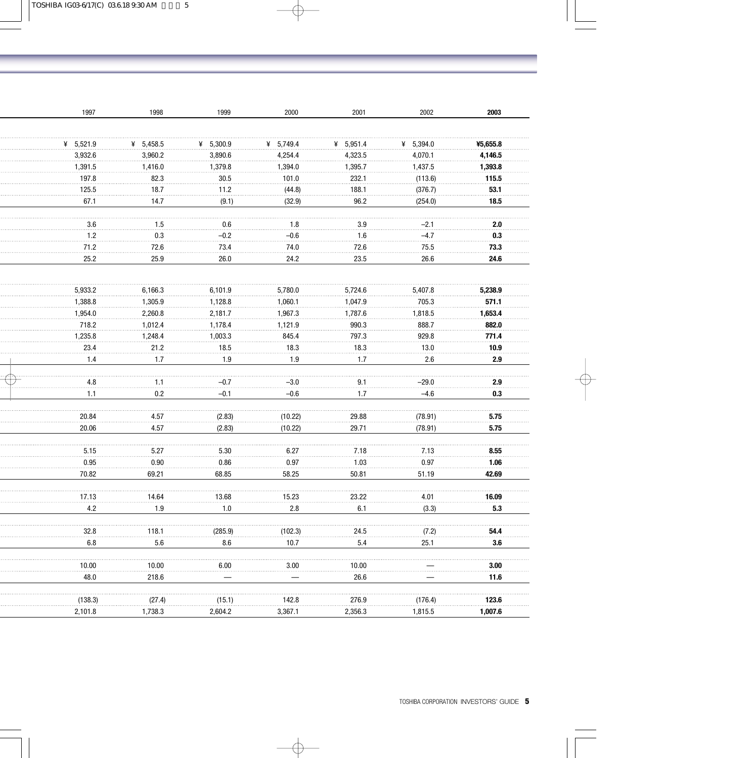| | 1997 | 1998 | 1999 | 2000 | 2001 | 2002 | **2003** |
|---|---|---|---|---|---|---|---|
| | ¥ 5,521.9 | ¥ 5,458.5 | ¥ 5,300.9 | ¥ 5,749.4 | ¥ 5,951.4 | ¥ 5,394.0 | **¥5,655.8** |
| | 3,932.6 | 3,960.2 | 3,890.6 | 4,254.4 | 4,323.5 | 4,070.1 | **4,146.5** |
| | 1,391.5 | 1,416.0 | 1,379.8 | 1,394.0 | 1,395.7 | 1,437.5 | **1,393.8** |
| | 197.8 | 82.3 | 30.5 | 101.0 | 232.1 | (113.6) | **115.5** |
| | 125.5 | 18.7 | 11.2 | (44.8) | 188.1 | (376.7) | **53.1** |
| | 67.1 | 14.7 | (9.1) | (32.9) | 96.2 | (254.0) | **18.5** |
| | 3.6 | 1.5 | 0.6 | 1.8 | 3.9 | –2.1 | **2.0** |
| | 1.2 | 0.3 | –0.2 | –0.6 | 1.6 | –4.7 | **0.3** |
| | 71.2 | 72.6 | 73.4 | 74.0 | 72.6 | 75.5 | **73.3** |
| | 25.2 | 25.9 | 26.0 | 24.2 | 23.5 | 26.6 | **24.6** |
| | 5,933.2 | 6,166.3 | 6,101.9 | 5,780.0 | 5,724.6 | 5,407.8 | **5,238.9** |
| | 1,388.8 | 1,305.9 | 1,128.8 | 1,060.1 | 1,047.9 | 705.3 | **571.1** |
| | 1,954.0 | 2,260.8 | 2,181.7 | 1,967.3 | 1,787.6 | 1,818.5 | **1,653.4** |
| | 718.2 | 1,012.4 | 1,178.4 | 1,121.9 | 990.3 | 888.7 | **882.0** |
| | 1,235.8 | 1,248.4 | 1,003.3 | 845.4 | 797.3 | 929.8 | **771.4** |
| | 23.4 | 21.2 | 18.5 | 18.3 | 18.3 | 13.0 | **10.9** |
| | 1.4 | 1.7 | 1.9 | 1.9 | 1.7 | 2.6 | **2.9** |
| | 4.8 | 1.1 | –0.7 | –3.0 | 9.1 | –29.0 | **2.9** |
| | 1.1 | 0.2 | –0.1 | –0.6 | 1.7 | –4.6 | **0.3** |
| | 20.84 | 4.57 | (2.83) | (10.22) | 29.88 | (78.91) | **5.75** |
| | 20.06 | 4.57 | (2.83) | (10.22) | 29.71 | (78.91) | **5.75** |
| | 5.15 | 5.27 | 5.30 | 6.27 | 7.18 | 7.13 | **8.55** |
| | 0.95 | 0.90 | 0.86 | 0.97 | 1.03 | 0.97 | **1.06** |
| | 70.82 | 69.21 | 68.85 | 58.25 | 50.81 | 51.19 | **42.69** |
| | 17.13 | 14.64 | 13.68 | 15.23 | 23.22 | 4.01 | **16.09** |
| | 4.2 | 1.9 | 1.0 | 2.8 | 6.1 | (3.3) | **5.3** |
| | 32.8 | 118.1 | (285.9) | (102.3) | 24.5 | (7.2) | **54.4** |
| | 6.8 | 5.6 | 8.6 | 10.7 | 5.4 | 25.1 | **3.6** |
| | 10.00 | 10.00 | 6.00 | 3.00 | 10.00 | — | **3.00** |
| | 48.0 | 218.6 | — | — | 26.6 | — | **11.6** |
| | (138.3) | (27.4) | (15.1) | 142.8 | 276.9 | (176.4) | **123.6** |
| | 2,101.8 | 1,738.3 | 2,604.2 | 3,367.1 | 2,356.3 | 1,815.5 | **1,007.6** |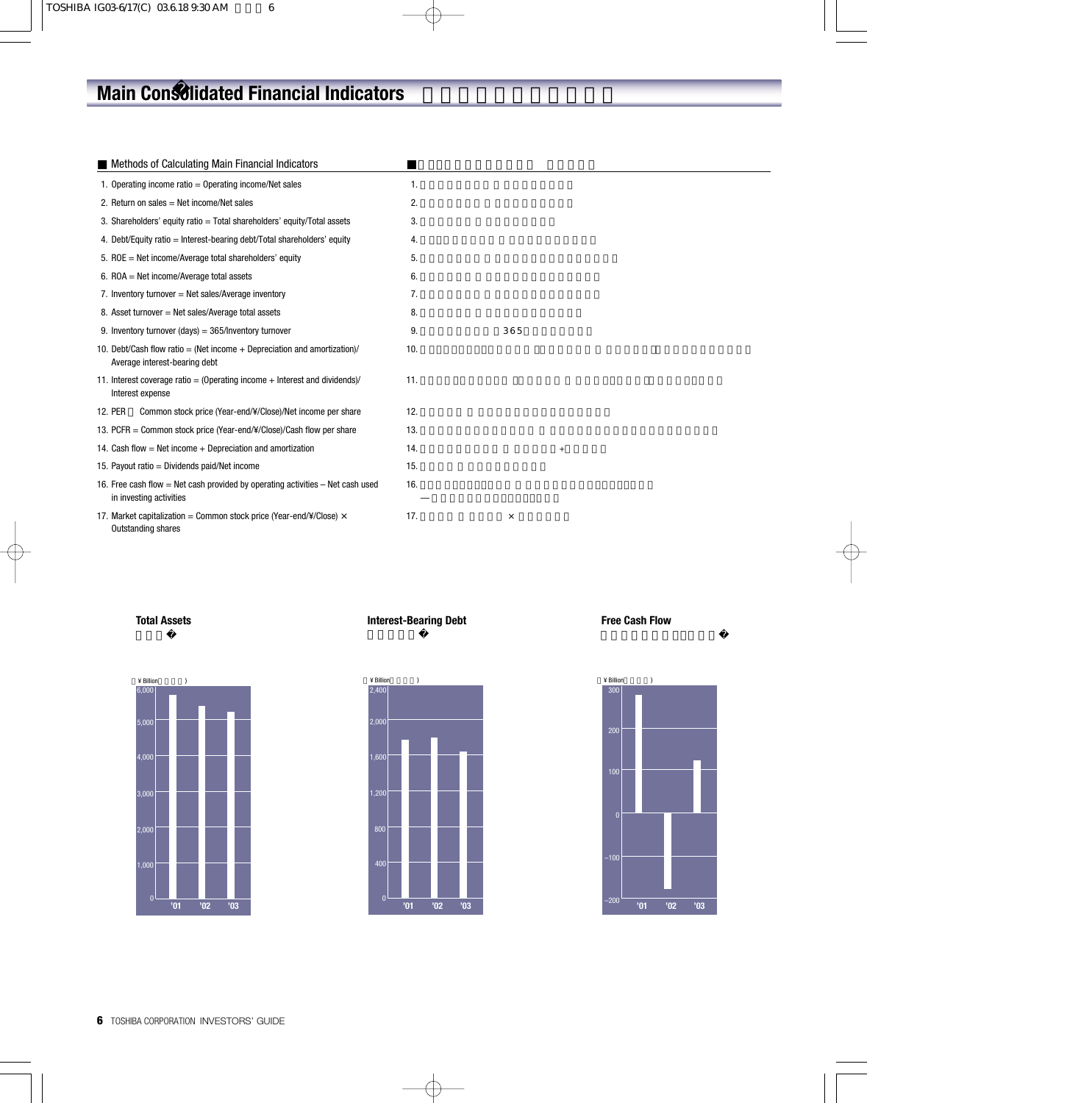# Main Consolidated Financial Indicators

## ■ Methods of Calculating Main Financial Indicators

1. Operating income ratio = Operating income/Net sales
2. Return on sales = Net income/Net sales
3. Shareholders' equity ratio = Total shareholders' equity/Total assets
4. Debt/Equity ratio = Interest-bearing debt/Total shareholders' equity
5. ROE = Net income/Average total shareholders' equity
6. ROA = Net income/Average total assets
7. Inventory turnover = Net sales/Average inventory
8. Asset turnover = Net sales/Average total assets
9. Inventory turnover (days) = 365/Inventory turnover
10. Debt/Cash flow ratio = (Net income + Depreciation and amortization)/Average interest-bearing debt
11. Interest coverage ratio = (Operating income + Interest and dividends)/Interest expense
12. PER = Common stock price (Year-end/¥/Close)/Net income per share
13. PCFR = Common stock price (Year-end/¥/Close)/Cash flow per share
14. Cash flow = Net income + Depreciation and amortization
15. Payout ratio = Dividends paid/Net income
16. Free cash flow = Net cash provided by operating activities – Net cash used in investing activities
17. Market capitalization = Common stock price (Year-end/¥/Close) × Outstanding shares

**Total Assets**

(¥ Billion)
6,000
5,000
4,000
3,000
2,000
1,000
0
'01 '02 '03

**Interest-Bearing Debt**

(¥ Billion)
2,400
2,000
1,600
1,200
800
400
0
'01 '02 '03

**Free Cash Flow**

(¥ Billion)
300
200
100
0
–100
–200
'01 '02 '03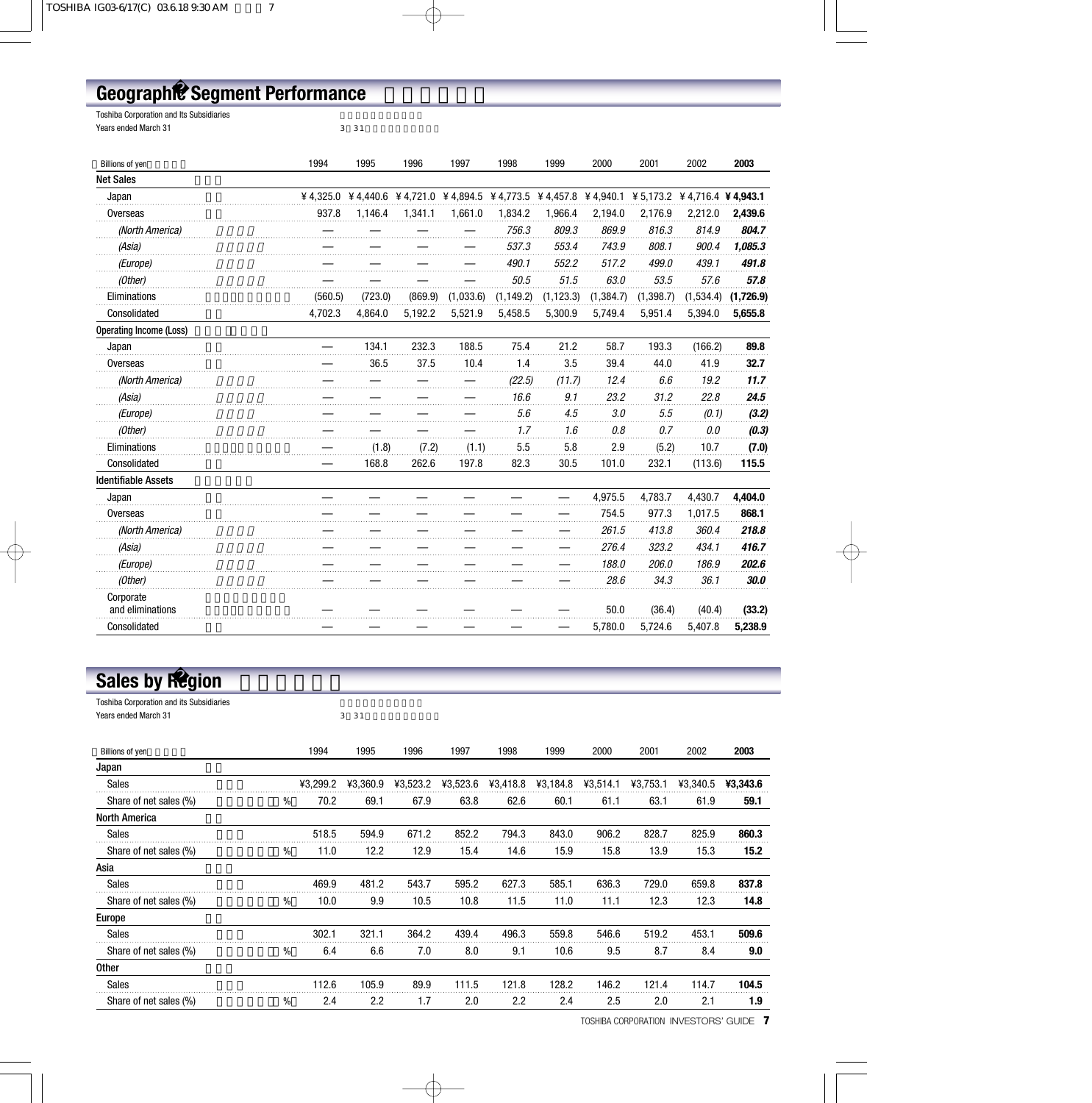## Geographic Segment Performance

Toshiba Corporation and Its Subsidiaries
Years ended March 31

| Billions of yen | 1994 | 1995 | 1996 | 1997 | 1998 | 1999 | 2000 | 2001 | 2002 | 2003 |
|---|---|---|---|---|---|---|---|---|---|---|
| **Net Sales** | | | | | | | | | | |
| Japan | ¥ 4,325.0 | ¥ 4,440.6 | ¥ 4,721.0 | ¥ 4,894.5 | ¥ 4,773.5 | ¥ 4,457.8 | ¥ 4,940.1 | ¥ 5,173.2 | ¥ 4,716.4 | **¥ 4,943.1** |
| Overseas | 937.8 | 1,146.4 | 1,341.1 | 1,661.0 | 1,834.2 | 1,966.4 | 2,194.0 | 2,176.9 | 2,212.0 | **2,439.6** |
| *(North America)* | — | — | — | — | *756.3* | *809.3* | *869.9* | *816.3* | *814.9* | ***804.7*** |
| *(Asia)* | — | — | — | — | *537.3* | *553.4* | *743.9* | *808.1* | *900.4* | ***1,085.3*** |
| *(Europe)* | — | — | — | — | *490.1* | *552.2* | *517.2* | *499.0* | *439.1* | ***491.8*** |
| *(Other)* | — | — | — | — | *50.5* | *51.5* | *63.0* | *53.5* | *57.6* | ***57.8*** |
| Eliminations | (560.5) | (723.0) | (869.9) | (1,033.6) | (1,149.2) | (1,123.3) | (1,384.7) | (1,398.7) | (1,534.4) | **(1,726.9)** |
| Consolidated | 4,702.3 | 4,864.0 | 5,192.2 | 5,521.9 | 5,458.5 | 5,300.9 | 5,749.4 | 5,951.4 | 5,394.0 | **5,655.8** |
| **Operating Income (Loss)** | | | | | | | | | | |
| Japan | — | 134.1 | 232.3 | 188.5 | 75.4 | 21.2 | 58.7 | 193.3 | (166.2) | **89.8** |
| Overseas | — | 36.5 | 37.5 | 10.4 | 1.4 | 3.5 | 39.4 | 44.0 | 41.9 | **32.7** |
| *(North America)* | — | — | — | — | *(22.5)* | *(11.7)* | *12.4* | *6.6* | *19.2* | ***11.7*** |
| *(Asia)* | — | — | — | — | *16.6* | *9.1* | *23.2* | *31.2* | *22.8* | ***24.5*** |
| *(Europe)* | — | — | — | — | *5.6* | *4.5* | *3.0* | *5.5* | *(0.1)* | ***(3.2)*** |
| *(Other)* | — | — | — | — | *1.7* | *1.6* | *0.8* | *0.7* | *0.0* | ***(0.3)*** |
| Eliminations | — | (1.8) | (7.2) | (1.1) | 5.5 | 5.8 | 2.9 | (5.2) | 10.7 | **(7.0)** |
| Consolidated | — | 168.8 | 262.6 | 197.8 | 82.3 | 30.5 | 101.0 | 232.1 | (113.6) | **115.5** |
| **Identifiable Assets** | | | | | | | | | | |
| Japan | — | — | — | — | — | — | 4,975.5 | 4,783.7 | 4,430.7 | **4,404.0** |
| Overseas | — | — | — | — | — | — | 754.5 | 977.3 | 1,017.5 | **868.1** |
| *(North America)* | — | — | — | — | — | — | *261.5* | *413.8* | *360.4* | ***218.8*** |
| *(Asia)* | — | — | — | — | — | — | *276.4* | *323.2* | *434.1* | ***416.7*** |
| *(Europe)* | — | — | — | — | — | — | *188.0* | *206.0* | *186.9* | ***202.6*** |
| *(Other)* | — | — | — | — | — | — | *28.6* | *34.3* | *36.1* | ***30.0*** |
| Corporate and eliminations | — | — | — | — | — | — | 50.0 | (36.4) | (40.4) | **(33.2)** |
| Consolidated | — | — | — | — | — | — | 5,780.0 | 5,724.6 | 5,407.8 | **5,238.9** |

## Sales by Region

Toshiba Corporation and its Subsidiaries
Years ended March 31

| Billions of yen | 1994 | 1995 | 1996 | 1997 | 1998 | 1999 | 2000 | 2001 | 2002 | 2003 |
|---|---|---|---|---|---|---|---|---|---|---|
| **Japan** | | | | | | | | | | |
| Sales | ¥3,299.2 | ¥3,360.9 | ¥3,523.2 | ¥3,523.6 | ¥3,418.8 | ¥3,184.8 | ¥3,514.1 | ¥3,753.1 | ¥3,340.5 | **¥3,343.6** |
| Share of net sales (%) | 70.2 | 69.1 | 67.9 | 63.8 | 62.6 | 60.1 | 61.1 | 63.1 | 61.9 | **59.1** |
| **North America** | | | | | | | | | | |
| Sales | 518.5 | 594.9 | 671.2 | 852.2 | 794.3 | 843.0 | 906.2 | 828.7 | 825.9 | **860.3** |
| Share of net sales (%) | 11.0 | 12.2 | 12.9 | 15.4 | 14.6 | 15.9 | 15.8 | 13.9 | 15.3 | **15.2** |
| **Asia** | | | | | | | | | | |
| Sales | 469.9 | 481.2 | 543.7 | 595.2 | 627.3 | 585.1 | 636.3 | 729.0 | 659.8 | **837.8** |
| Share of net sales (%) | 10.0 | 9.9 | 10.5 | 10.8 | 11.5 | 11.0 | 11.1 | 12.3 | 12.3 | **14.8** |
| **Europe** | | | | | | | | | | |
| Sales | 302.1 | 321.1 | 364.2 | 439.4 | 496.3 | 559.8 | 546.6 | 519.2 | 453.1 | **509.6** |
| Share of net sales (%) | 6.4 | 6.6 | 7.0 | 8.0 | 9.1 | 10.6 | 9.5 | 8.7 | 8.4 | **9.0** |
| **Other** | | | | | | | | | | |
| Sales | 112.6 | 105.9 | 89.9 | 111.5 | 121.8 | 128.2 | 146.2 | 121.4 | 114.7 | **104.5** |
| Share of net sales (%) | 2.4 | 2.2 | 1.7 | 2.0 | 2.2 | 2.4 | 2.5 | 2.0 | 2.1 | **1.9** |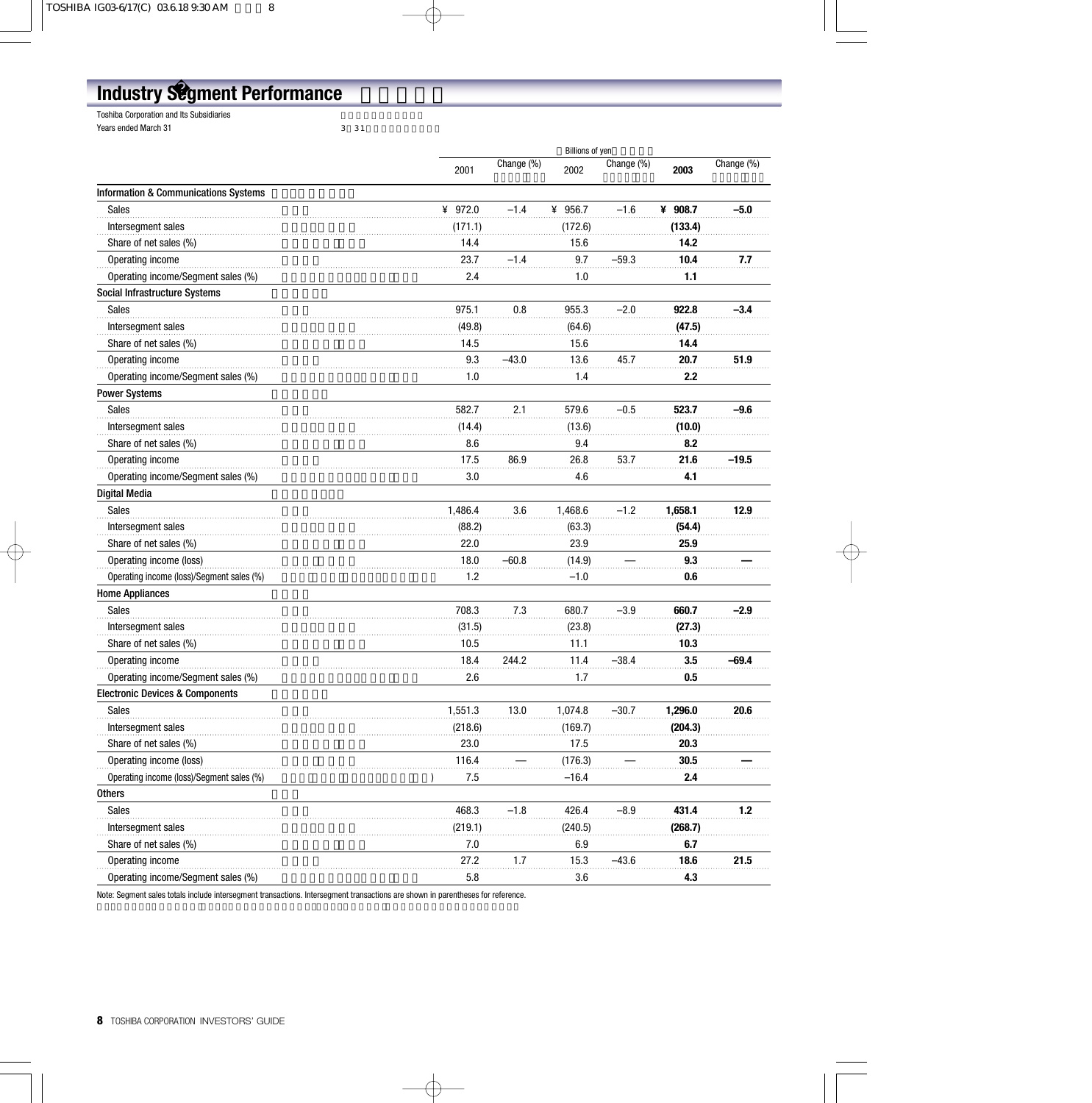# Industry Segment Performance

Toshiba Corporation and Its Subsidiaries
Years ended March 31

| | Billions of yen | | | | | |
|---|---|---|---|---|---|---|
| | 2001 | Change (%) | 2002 | Change (%) | **2003** | **Change (%)** |
| **Information & Communications Systems** | | | | | | |
| Sales | ¥ 972.0 | –1.4 | ¥ 956.7 | –1.6 | **¥ 908.7** | **–5.0** |
| Intersegment sales | (171.1) | | (172.6) | | **(133.4)** | |
| Share of net sales (%) | 14.4 | | 15.6 | | **14.2** | |
| Operating income | 23.7 | –1.4 | 9.7 | –59.3 | **10.4** | **7.7** |
| Operating income/Segment sales (%) | 2.4 | | 1.0 | | **1.1** | |
| **Social Infrastructure Systems** | | | | | | |
| Sales | 975.1 | 0.8 | 955.3 | –2.0 | **922.8** | **–3.4** |
| Intersegment sales | (49.8) | | (64.6) | | **(47.5)** | |
| Share of net sales (%) | 14.5 | | 15.6 | | **14.4** | |
| Operating income | 9.3 | –43.0 | 13.6 | 45.7 | **20.7** | **51.9** |
| Operating income/Segment sales (%) | 1.0 | | 1.4 | | **2.2** | |
| **Power Systems** | | | | | | |
| Sales | 582.7 | 2.1 | 579.6 | –0.5 | **523.7** | **–9.6** |
| Intersegment sales | (14.4) | | (13.6) | | **(10.0)** | |
| Share of net sales (%) | 8.6 | | 9.4 | | **8.2** | |
| Operating income | 17.5 | 86.9 | 26.8 | 53.7 | **21.6** | **–19.5** |
| Operating income/Segment sales (%) | 3.0 | | 4.6 | | **4.1** | |
| **Digital Media** | | | | | | |
| Sales | 1,486.4 | 3.6 | 1,468.6 | –1.2 | **1,658.1** | **12.9** |
| Intersegment sales | (88.2) | | (63.3) | | **(54.4)** | |
| Share of net sales (%) | 22.0 | | 23.9 | | **25.9** | |
| Operating income (loss) | 18.0 | –60.8 | (14.9) | — | **9.3** | **—** |
| Operating income (loss)/Segment sales (%) | 1.2 | | –1.0 | | **0.6** | |
| **Home Appliances** | | | | | | |
| Sales | 708.3 | 7.3 | 680.7 | –3.9 | **660.7** | **–2.9** |
| Intersegment sales | (31.5) | | (23.8) | | **(27.3)** | |
| Share of net sales (%) | 10.5 | | 11.1 | | **10.3** | |
| Operating income | 18.4 | 244.2 | 11.4 | –38.4 | **3.5** | **–69.4** |
| Operating income/Segment sales (%) | 2.6 | | 1.7 | | **0.5** | |
| **Electronic Devices & Components** | | | | | | |
| Sales | 1,551.3 | 13.0 | 1,074.8 | –30.7 | **1,296.0** | **20.6** |
| Intersegment sales | (218.6) | | (169.7) | | **(204.3)** | |
| Share of net sales (%) | 23.0 | | 17.5 | | **20.3** | |
| Operating income (loss) | 116.4 | — | (176.3) | — | **30.5** | **—** |
| Operating income (loss)/Segment sales (%) | 7.5 | | –16.4 | | **2.4** | |
| **Others** | | | | | | |
| Sales | 468.3 | –1.8 | 426.4 | –8.9 | **431.4** | **1.2** |
| Intersegment sales | (219.1) | | (240.5) | | **(268.7)** | |
| Share of net sales (%) | 7.0 | | 6.9 | | **6.7** | |
| Operating income | 27.2 | 1.7 | 15.3 | –43.6 | **18.6** | **21.5** |
| Operating income/Segment sales (%) | 5.8 | | 3.6 | | **4.3** | |

Note: Segment sales totals include intersegment transactions. Intersegment transactions are shown in parentheses for reference.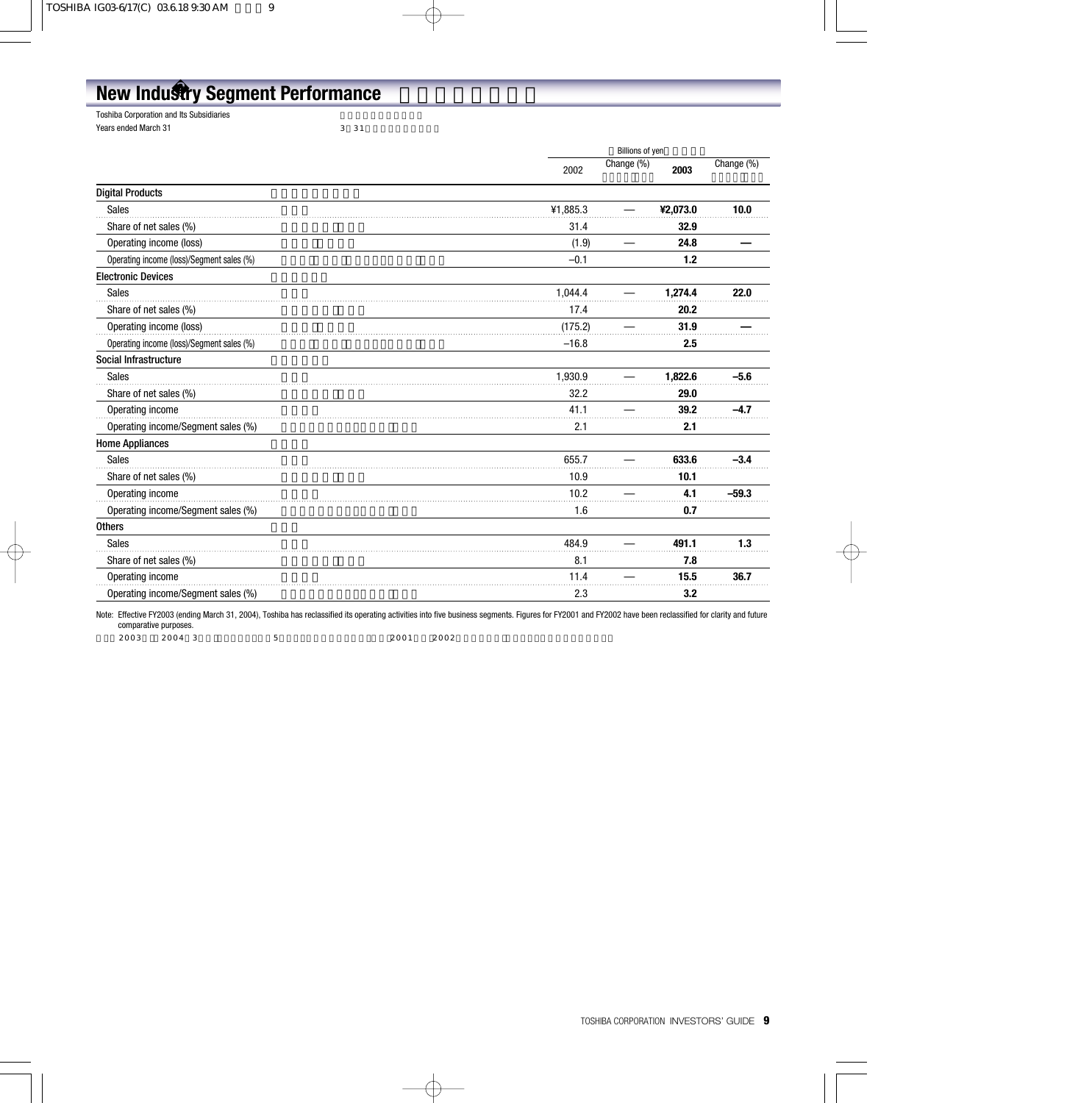# New Industry Segment Performance

Toshiba Corporation and Its Subsidiaries
Years ended March 31

| | Billions of yen | | | |
|---|---|---|---|---|
| | 2002 | Change (%) | 2003 | Change (%) |
| **Digital Products** | | | | |
| Sales | ¥1,885.3 | — | **¥2,073.0** | **10.0** |
| Share of net sales (%) | 31.4 | | **32.9** | |
| Operating income (loss) | (1.9) | — | **24.8** | **—** |
| Operating income (loss)/Segment sales (%) | –0.1 | | **1.2** | |
| **Electronic Devices** | | | | |
| Sales | 1,044.4 | — | **1,274.4** | **22.0** |
| Share of net sales (%) | 17.4 | | **20.2** | |
| Operating income (loss) | (175.2) | — | **31.9** | **—** |
| Operating income (loss)/Segment sales (%) | –16.8 | | **2.5** | |
| **Social Infrastructure** | | | | |
| Sales | 1,930.9 | — | **1,822.6** | **–5.6** |
| Share of net sales (%) | 32.2 | | **29.0** | |
| Operating income | 41.1 | — | **39.2** | **–4.7** |
| Operating income/Segment sales (%) | 2.1 | | **2.1** | |
| **Home Appliances** | | | | |
| Sales | 655.7 | — | **633.6** | **–3.4** |
| Share of net sales (%) | 10.9 | | **10.1** | |
| Operating income | 10.2 | — | **4.1** | **–59.3** |
| Operating income/Segment sales (%) | 1.6 | | **0.7** | |
| **Others** | | | | |
| Sales | 484.9 | — | **491.1** | **1.3** |
| Share of net sales (%) | 8.1 | | **7.8** | |
| Operating income | 11.4 | — | **15.5** | **36.7** |
| Operating income/Segment sales (%) | 2.3 | | **3.2** | |

Note: Effective FY2003 (ending March 31, 2004), Toshiba has reclassified its operating activities into five business segments. Figures for FY2001 and FY2002 have been reclassified for clarity and future comparative purposes.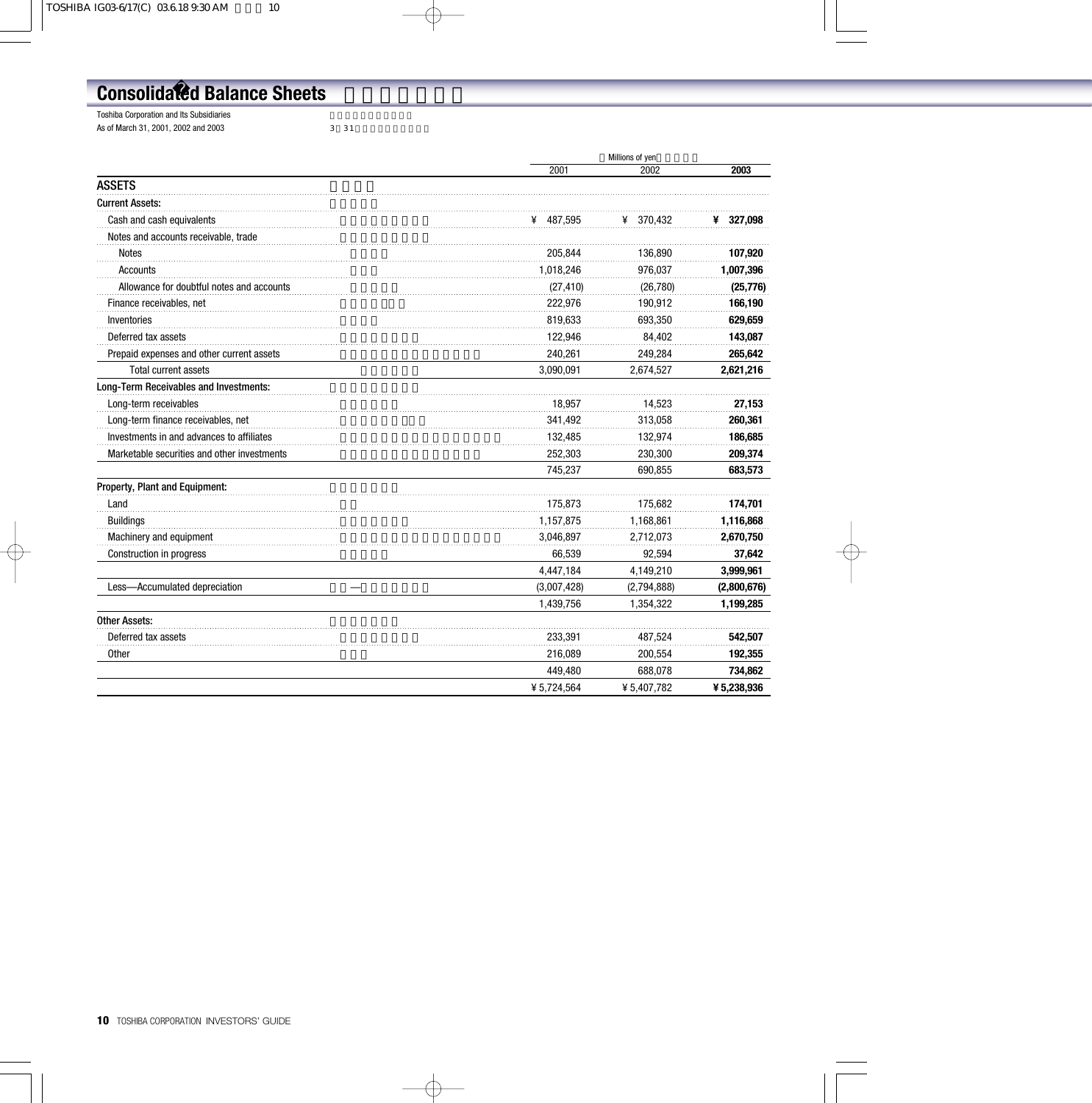# Consolidated Balance Sheets

Toshiba Corporation and Its Subsidiaries
As of March 31, 2001, 2002 and 2003

| | Millions of yen | | |
|---|---|---|---|
| | 2001 | 2002 | **2003** |
| **ASSETS** | | | |
| **Current Assets:** | | | |
| Cash and cash equivalents | ¥ 487,595 | ¥ 370,432 | **¥ 327,098** |
| Notes and accounts receivable, trade | | | |
| Notes | 205,844 | 136,890 | **107,920** |
| Accounts | 1,018,246 | 976,037 | **1,007,396** |
| Allowance for doubtful notes and accounts | (27,410) | (26,780) | **(25,776)** |
| Finance receivables, net | 222,976 | 190,912 | **166,190** |
| Inventories | 819,633 | 693,350 | **629,659** |
| Deferred tax assets | 122,946 | 84,402 | **143,087** |
| Prepaid expenses and other current assets | 240,261 | 249,284 | **265,642** |
| Total current assets | 3,090,091 | 2,674,527 | **2,621,216** |
| **Long-Term Receivables and Investments:** | | | |
| Long-term receivables | 18,957 | 14,523 | **27,153** |
| Long-term finance receivables, net | 341,492 | 313,058 | **260,361** |
| Investments in and advances to affiliates | 132,485 | 132,974 | **186,685** |
| Marketable securities and other investments | 252,303 | 230,300 | **209,374** |
| | 745,237 | 690,855 | **683,573** |
| **Property, Plant and Equipment:** | | | |
| Land | 175,873 | 175,682 | **174,701** |
| Buildings | 1,157,875 | 1,168,861 | **1,116,868** |
| Machinery and equipment | 3,046,897 | 2,712,073 | **2,670,750** |
| Construction in progress | 66,539 | 92,594 | **37,642** |
| | 4,447,184 | 4,149,210 | **3,999,961** |
| Less—Accumulated depreciation | (3,007,428) | (2,794,888) | **(2,800,676)** |
| | 1,439,756 | 1,354,322 | **1,199,285** |
| **Other Assets:** | | | |
| Deferred tax assets | 233,391 | 487,524 | **542,507** |
| Other | 216,089 | 200,554 | **192,355** |
| | 449,480 | 688,078 | **734,862** |
| | ¥ 5,724,564 | ¥ 5,407,782 | **¥ 5,238,936** |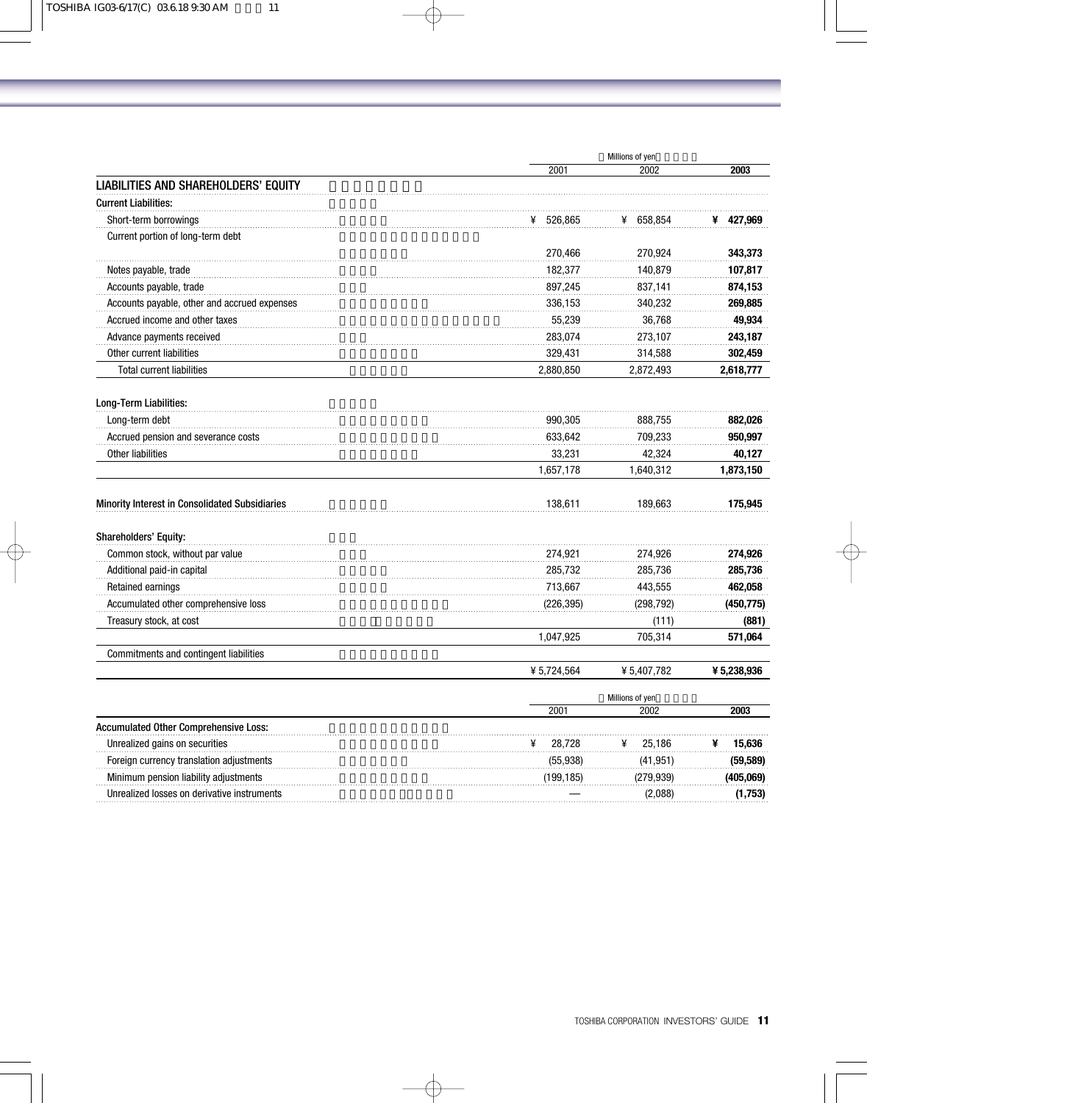| | Millions of yen | | |
|---|---|---|---|
| | 2001 | 2002 | **2003** |
| **LIABILITIES AND SHAREHOLDERS' EQUITY** | | | |
| **Current Liabilities:** | | | |
| Short-term borrowings | ¥ 526,865 | ¥ 658,854 | **¥ 427,969** |
| Current portion of long-term debt | 270,466 | 270,924 | **343,373** |
| Notes payable, trade | 182,377 | 140,879 | **107,817** |
| Accounts payable, trade | 897,245 | 837,141 | **874,153** |
| Accounts payable, other and accrued expenses | 336,153 | 340,232 | **269,885** |
| Accrued income and other taxes | 55,239 | 36,768 | **49,934** |
| Advance payments received | 283,074 | 273,107 | **243,187** |
| Other current liabilities | 329,431 | 314,588 | **302,459** |
| Total current liabilities | 2,880,850 | 2,872,493 | **2,618,777** |
| **Long-Term Liabilities:** | | | |
| Long-term debt | 990,305 | 888,755 | **882,026** |
| Accrued pension and severance costs | 633,642 | 709,233 | **950,997** |
| Other liabilities | 33,231 | 42,324 | **40,127** |
| | 1,657,178 | 1,640,312 | **1,873,150** |
| **Minority Interest in Consolidated Subsidiaries** | 138,611 | 189,663 | **175,945** |
| **Shareholders' Equity:** | | | |
| Common stock, without par value | 274,921 | 274,926 | **274,926** |
| Additional paid-in capital | 285,732 | 285,736 | **285,736** |
| Retained earnings | 713,667 | 443,555 | **462,058** |
| Accumulated other comprehensive loss | (226,395) | (298,792) | **(450,775)** |
| Treasury stock, at cost | | (111) | **(881)** |
| | 1,047,925 | 705,314 | **571,064** |
| Commitments and contingent liabilities | | | |
| | ¥ 5,724,564 | ¥ 5,407,782 | **¥ 5,238,936** |

| | Millions of yen | | |
|---|---|---|---|
| | 2001 | 2002 | **2003** |
| **Accumulated Other Comprehensive Loss:** | | | |
| Unrealized gains on securities | ¥ 28,728 | ¥ 25,186 | **¥ 15,636** |
| Foreign currency translation adjustments | (55,938) | (41,951) | **(59,589)** |
| Minimum pension liability adjustments | (199,185) | (279,939) | **(405,069)** |
| Unrealized losses on derivative instruments | — | (2,088) | **(1,753)** |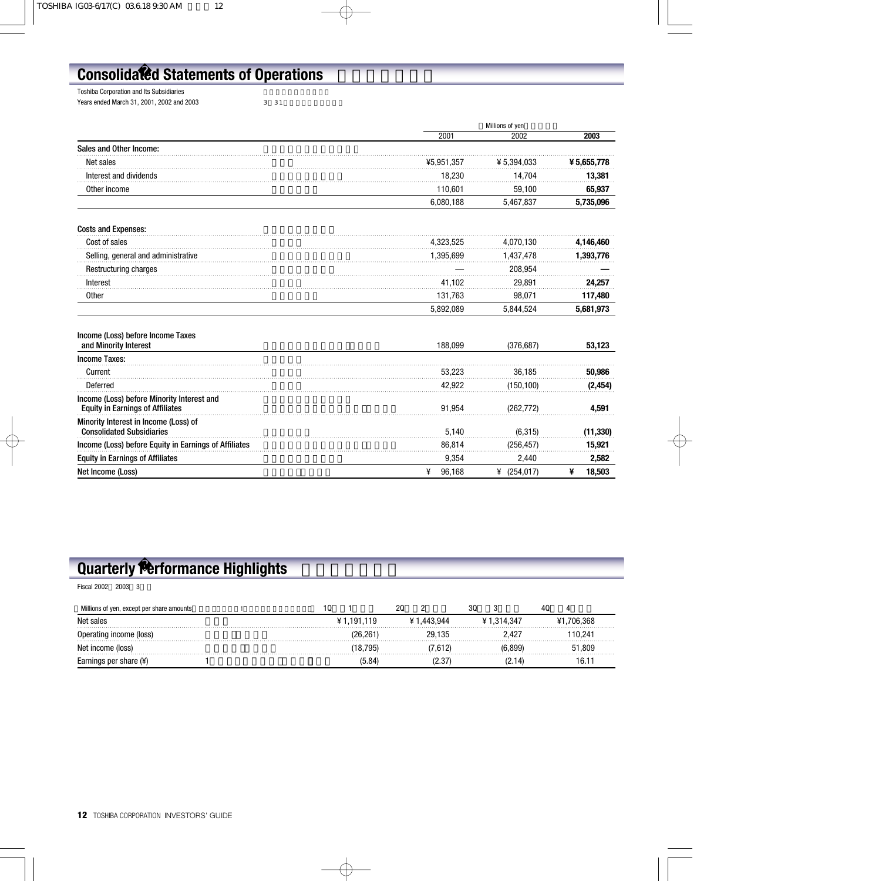## Consolidated Statements of Operations

Toshiba Corporation and Its Subsidiaries
Years ended March 31, 2001, 2002 and 2003

| | Millions of yen | | |
|---|---|---|---|
| | 2001 | 2002 | **2003** |
| **Sales and Other Income:** | | | |
| Net sales | ¥5,951,357 | ¥ 5,394,033 | **¥ 5,655,778** |
| Interest and dividends | 18,230 | 14,704 | **13,381** |
| Other income | 110,601 | 59,100 | **65,937** |
| | 6,080,188 | 5,467,837 | **5,735,096** |
| **Costs and Expenses:** | | | |
| Cost of sales | 4,323,525 | 4,070,130 | **4,146,460** |
| Selling, general and administrative | 1,395,699 | 1,437,478 | **1,393,776** |
| Restructuring charges | — | 208,954 | **—** |
| Interest | 41,102 | 29,891 | **24,257** |
| Other | 131,763 | 98,071 | **117,480** |
| | 5,892,089 | 5,844,524 | **5,681,973** |
| **Income (Loss) before Income Taxes and Minority Interest** | 188,099 | (376,687) | **53,123** |
| **Income Taxes:** | | | |
| Current | 53,223 | 36,185 | **50,986** |
| Deferred | 42,922 | (150,100) | **(2,454)** |
| **Income (Loss) before Minority Interest and Equity in Earnings of Affiliates** | 91,954 | (262,772) | **4,591** |
| **Minority Interest in Income (Loss) of Consolidated Subsidiaries** | 5,140 | (6,315) | **(11,330)** |
| **Income (Loss) before Equity in Earnings of Affiliates** | 86,814 | (256,457) | **15,921** |
| **Equity in Earnings of Affiliates** | 9,354 | 2,440 | **2,582** |
| **Net Income (Loss)** | ¥ 96,168 | ¥ (254,017) | **¥ 18,503** |

## Quarterly Performance Highlights

Fiscal 2002 2003 3

| Millions of yen, except per share amounts | 1Q | 2Q | 3Q | 4Q |
|---|---|---|---|---|
| Net sales | ¥ 1,191,119 | ¥ 1,443,944 | ¥ 1,314,347 | ¥1,706,368 |
| Operating income (loss) | (26,261) | 29,135 | 2,427 | 110,241 |
| Net income (loss) | (18,795) | (7,612) | (6,899) | 51,809 |
| Earnings per share (¥) | (5.84) | (2.37) | (2.14) | 16.11 |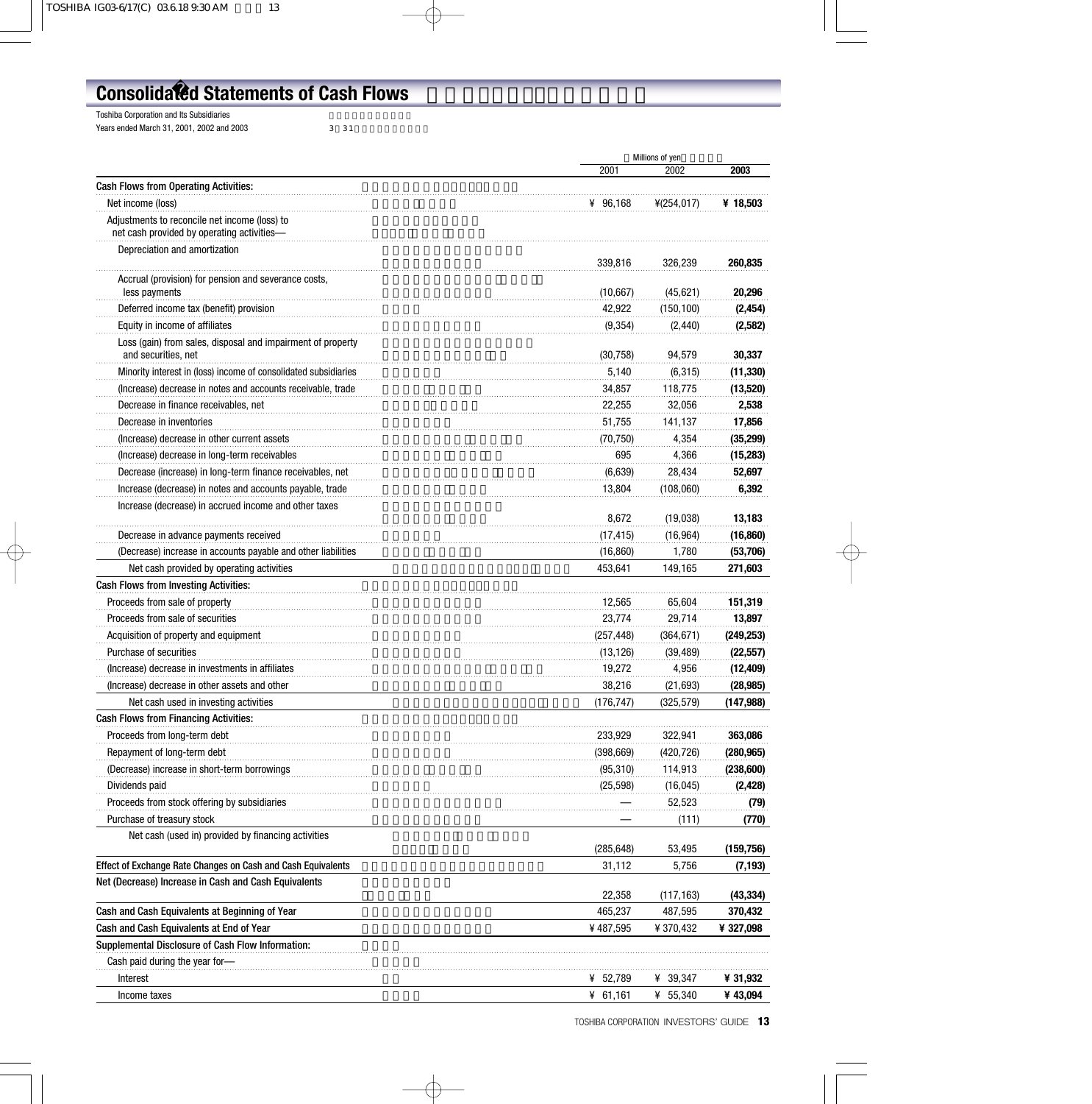# Consolidated Statements of Cash Flows

Toshiba Corporation and Its Subsidiaries
Years ended March 31, 2001, 2002 and 2003

| | Millions of yen | | |
|---|---|---|---|
| | 2001 | 2002 | **2003** |
| **Cash Flows from Operating Activities:** | | | |
| Net income (loss) | ¥ 96,168 | ¥(254,017) | **¥ 18,503** |
| Adjustments to reconcile net income (loss) to net cash provided by operating activities— | | | |
| Depreciation and amortization | 339,816 | 326,239 | **260,835** |
| Accrual (provision) for pension and severance costs, less payments | (10,667) | (45,621) | **20,296** |
| Deferred income tax (benefit) provision | 42,922 | (150,100) | **(2,454)** |
| Equity in income of affiliates | (9,354) | (2,440) | **(2,582)** |
| Loss (gain) from sales, disposal and impairment of property and securities, net | (30,758) | 94,579 | **30,337** |
| Minority interest in (loss) income of consolidated subsidiaries | 5,140 | (6,315) | **(11,330)** |
| (Increase) decrease in notes and accounts receivable, trade | 34,857 | 118,775 | **(13,520)** |
| Decrease in finance receivables, net | 22,255 | 32,056 | **2,538** |
| Decrease in inventories | 51,755 | 141,137 | **17,856** |
| (Increase) decrease in other current assets | (70,750) | 4,354 | **(35,299)** |
| (Increase) decrease in long-term receivables | 695 | 4,366 | **(15,283)** |
| Decrease (increase) in long-term finance receivables, net | (6,639) | 28,434 | **52,697** |
| Increase (decrease) in notes and accounts payable, trade | 13,804 | (108,060) | **6,392** |
| Increase (decrease) in accrued income and other taxes | 8,672 | (19,038) | **13,183** |
| Decrease in advance payments received | (17,415) | (16,964) | **(16,860)** |
| (Decrease) increase in accounts payable and other liabilities | (16,860) | 1,780 | **(53,706)** |
| Net cash provided by operating activities | 453,641 | 149,165 | **271,603** |
| **Cash Flows from Investing Activities:** | | | |
| Proceeds from sale of property | 12,565 | 65,604 | **151,319** |
| Proceeds from sale of securities | 23,774 | 29,714 | **13,897** |
| Acquisition of property and equipment | (257,448) | (364,671) | **(249,253)** |
| Purchase of securities | (13,126) | (39,489) | **(22,557)** |
| (Increase) decrease in investments in affiliates | 19,272 | 4,956 | **(12,409)** |
| (Increase) decrease in other assets and other | 38,216 | (21,693) | **(28,985)** |
| Net cash used in investing activities | (176,747) | (325,579) | **(147,988)** |
| **Cash Flows from Financing Activities:** | | | |
| Proceeds from long-term debt | 233,929 | 322,941 | **363,086** |
| Repayment of long-term debt | (398,669) | (420,726) | **(280,965)** |
| (Decrease) increase in short-term borrowings | (95,310) | 114,913 | **(238,600)** |
| Dividends paid | (25,598) | (16,045) | **(2,428)** |
| Proceeds from stock offering by subsidiaries | — | 52,523 | **(79)** |
| Purchase of treasury stock | — | (111) | **(770)** |
| Net cash (used in) provided by financing activities | (285,648) | 53,495 | **(159,756)** |
| **Effect of Exchange Rate Changes on Cash and Cash Equivalents** | 31,112 | 5,756 | **(7,193)** |
| **Net (Decrease) Increase in Cash and Cash Equivalents** | 22,358 | (117,163) | **(43,334)** |
| **Cash and Cash Equivalents at Beginning of Year** | 465,237 | 487,595 | **370,432** |
| **Cash and Cash Equivalents at End of Year** | ¥ 487,595 | ¥ 370,432 | **¥ 327,098** |
| **Supplemental Disclosure of Cash Flow Information:** | | | |
| Cash paid during the year for— | | | |
| Interest | ¥ 52,789 | ¥ 39,347 | **¥ 31,932** |
| Income taxes | ¥ 61,161 | ¥ 55,340 | **¥ 43,094** |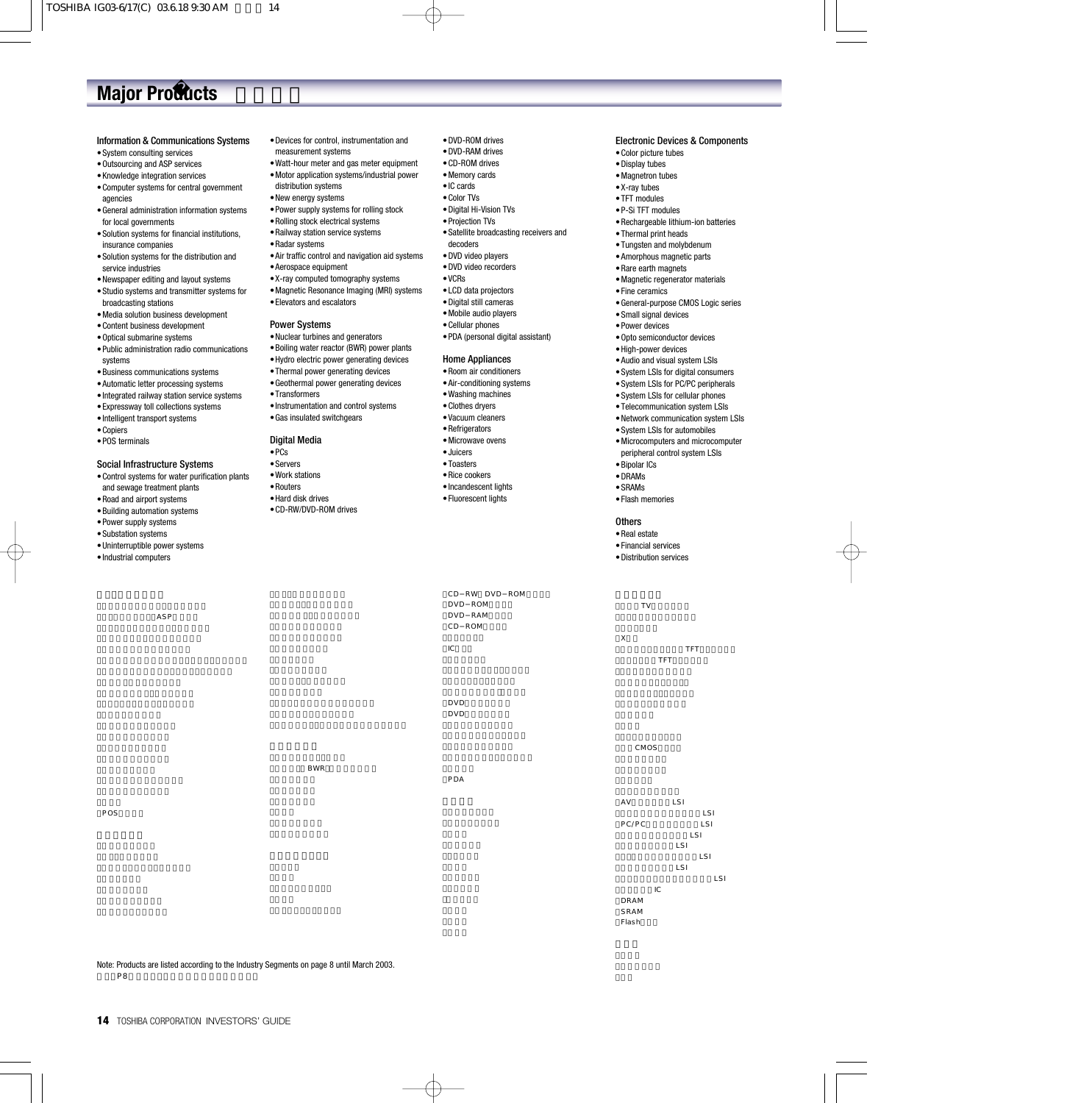# Major Products

### Information & Communications Systems

- System consulting services
- Outsourcing and ASP services
- Knowledge integration services
- Computer systems for central government agencies
- General administration information systems for local governments
- Solution systems for financial institutions, insurance companies
- Solution systems for the distribution and service industries
- Newspaper editing and layout systems
- Studio systems and transmitter systems for broadcasting stations
- Media solution business development
- Content business development
- Optical submarine systems
- Public administration radio communications systems
- Business communications systems
- Automatic letter processing systems
- Integrated railway station service systems
- Expressway toll collections systems
- Intelligent transport systems
- Copiers
- POS terminals

### Social Infrastructure Systems

- Control systems for water purification plants and sewage treatment plants
- Road and airport systems
- Building automation systems
- Power supply systems
- Substation systems
- Uninterruptible power systems
- Industrial computers
- Devices for control, instrumentation and measurement systems
- Watt-hour meter and gas meter equipment
- Motor application systems/industrial power distribution systems
- New energy systems
- Power supply systems for rolling stock
- Rolling stock electrical systems
- Railway station service systems
- Radar systems
- Air traffic control and navigation aid systems
- Aerospace equipment
- X-ray computed tomography systems
- Magnetic Resonance Imaging (MRI) systems
- Elevators and escalators

### Power Systems

- Nuclear turbines and generators
- Boiling water reactor (BWR) power plants
- Hydro electric power generating devices
- Thermal power generating devices
- Geothermal power generating devices
- Transformers
- Instrumentation and control systems
- Gas insulated switchgears

### Digital Media

- PCs
- Servers
- Work stations
- Routers
- Hard disk drives
- CD-RW/DVD-ROM drives
- DVD-ROM drives
- DVD-RAM drives
- CD-ROM drives
- Memory cards
- IC cards
- Color TVs
- Digital Hi-Vision TVs
- Projection TVs
- Satellite broadcasting receivers and decoders
- DVD video players
- DVD video recorders
- VCRs
- LCD data projectors
- Digital still cameras
- Mobile audio players
- Cellular phones
- PDA (personal digital assistant)

### Home Appliances

- Room air conditioners
- Air-conditioning systems
- Washing machines
- Clothes dryers
- Vacuum cleaners
- Refrigerators
- Microwave ovens
- Juicers
- Toasters
- Rice cookers
- Incandescent lights
- Fluorescent lights

### Electronic Devices & Components

- Color picture tubes
- Display tubes
- Magnetron tubes
- X-ray tubes
- TFT modules
- P-Si TFT modules
- Rechargeable lithium-ion batteries
- Thermal print heads
- Tungsten and molybdenum
- Amorphous magnetic parts
- Rare earth magnets
- Magnetic regenerator materials
- Fine ceramics
- General-purpose CMOS Logic series
- Small signal devices
- Power devices
- Opto semiconductor devices
- High-power devices
- Audio and visual system LSIs
- System LSIs for digital consumers
- System LSIs for PC/PC peripherals
- System LSIs for cellular phones
- Telecommunication system LSIs
- Network communication system LSIs
- System LSIs for automobiles
- Microcomputers and microcomputer peripheral control system LSIs
- Bipolar ICs
- DRAMs
- SRAMs
- Flash memories

### Others

- Real estate
- Financial services
- Distribution services

Note: Products are listed according to the Industry Segments on page 8 until March 2003.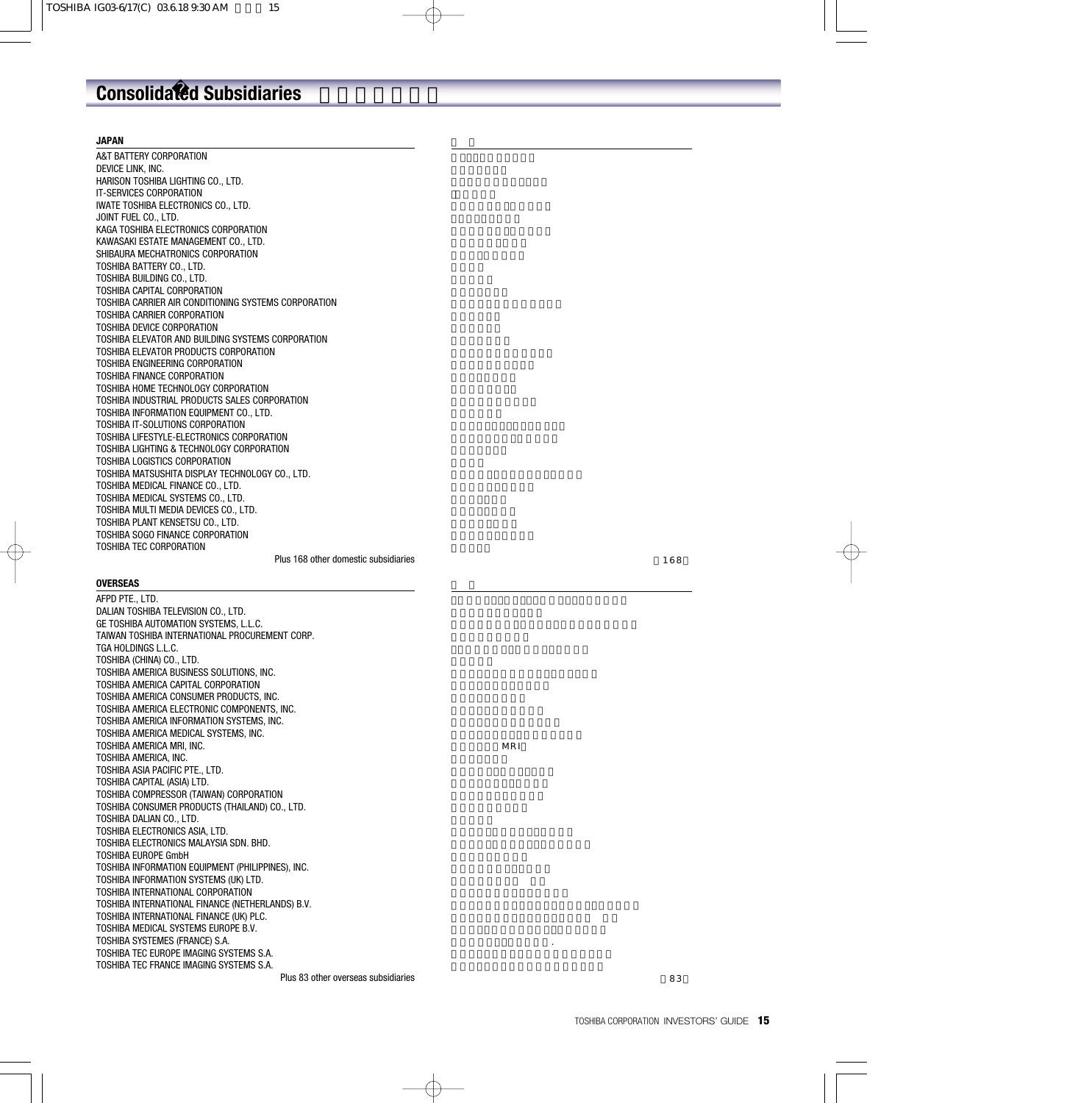## Consolidated Subsidiaries

### JAPAN

A&T BATTERY CORPORATION
DEVICE LINK, INC.
HARISON TOSHIBA LIGHTING CO., LTD.
IT-SERVICES CORPORATION
IWATE TOSHIBA ELECTRONICS CO., LTD.
JOINT FUEL CO., LTD.
KAGA TOSHIBA ELECTRONICS CORPORATION
KAWASAKI ESTATE MANAGEMENT CO., LTD.
SHIBAURA MECHATRONICS CORPORATION
TOSHIBA BATTERY CO., LTD.
TOSHIBA BUILDING CO., LTD.
TOSHIBA CAPITAL CORPORATION
TOSHIBA CARRIER AIR CONDITIONING SYSTEMS CORPORATION
TOSHIBA CARRIER CORPORATION
TOSHIBA DEVICE CORPORATION
TOSHIBA ELEVATOR AND BUILDING SYSTEMS CORPORATION
TOSHIBA ELEVATOR PRODUCTS CORPORATION
TOSHIBA ENGINEERING CORPORATION
TOSHIBA FINANCE CORPORATION
TOSHIBA HOME TECHNOLOGY CORPORATION
TOSHIBA INDUSTRIAL PRODUCTS SALES CORPORATION
TOSHIBA INFORMATION EQUIPMENT CO., LTD.
TOSHIBA IT-SOLUTIONS CORPORATION
TOSHIBA LIFESTYLE-ELECTRONICS CORPORATION
TOSHIBA LIGHTING & TECHNOLOGY CORPORATION
TOSHIBA LOGISTICS CORPORATION
TOSHIBA MATSUSHITA DISPLAY TECHNOLOGY CO., LTD.
TOSHIBA MEDICAL FINANCE CO., LTD.
TOSHIBA MEDICAL SYSTEMS CO., LTD.
TOSHIBA MULTI MEDIA DEVICES CO., LTD.
TOSHIBA PLANT KENSETSU CO., LTD.
TOSHIBA SOGO FINANCE CORPORATION
TOSHIBA TEC CORPORATION

Plus 168 other domestic subsidiaries

### OVERSEAS

AFPD PTE., LTD.
DALIAN TOSHIBA TELEVISION CO., LTD.
GE TOSHIBA AUTOMATION SYSTEMS, L.L.C.
TAIWAN TOSHIBA INTERNATIONAL PROCUREMENT CORP.
TGA HOLDINGS L.L.C.
TOSHIBA (CHINA) CO., LTD.
TOSHIBA AMERICA BUSINESS SOLUTIONS, INC.
TOSHIBA AMERICA CAPITAL CORPORATION
TOSHIBA AMERICA CONSUMER PRODUCTS, INC.
TOSHIBA AMERICA ELECTRONIC COMPONENTS, INC.
TOSHIBA AMERICA INFORMATION SYSTEMS, INC.
TOSHIBA AMERICA MEDICAL SYSTEMS, INC.
TOSHIBA AMERICA MRI, INC.
TOSHIBA AMERICA, INC.
TOSHIBA ASIA PACIFIC PTE., LTD.
TOSHIBA CAPITAL (ASIA) LTD.
TOSHIBA COMPRESSOR (TAIWAN) CORPORATION
TOSHIBA CONSUMER PRODUCTS (THAILAND) CO., LTD.
TOSHIBA DALIAN CO., LTD.
TOSHIBA ELECTRONICS ASIA, LTD.
TOSHIBA ELECTRONICS MALAYSIA SDN. BHD.
TOSHIBA EUROPE GmbH
TOSHIBA INFORMATION EQUIPMENT (PHILIPPINES), INC.
TOSHIBA INFORMATION SYSTEMS (UK) LTD.
TOSHIBA INTERNATIONAL CORPORATION
TOSHIBA INTERNATIONAL FINANCE (NETHERLANDS) B.V.
TOSHIBA INTERNATIONAL FINANCE (UK) PLC.
TOSHIBA MEDICAL SYSTEMS EUROPE B.V.
TOSHIBA SYSTEMES (FRANCE) S.A.
TOSHIBA TEC EUROPE IMAGING SYSTEMS S.A.
TOSHIBA TEC FRANCE IMAGING SYSTEMS S.A.

Plus 83 other overseas subsidiaries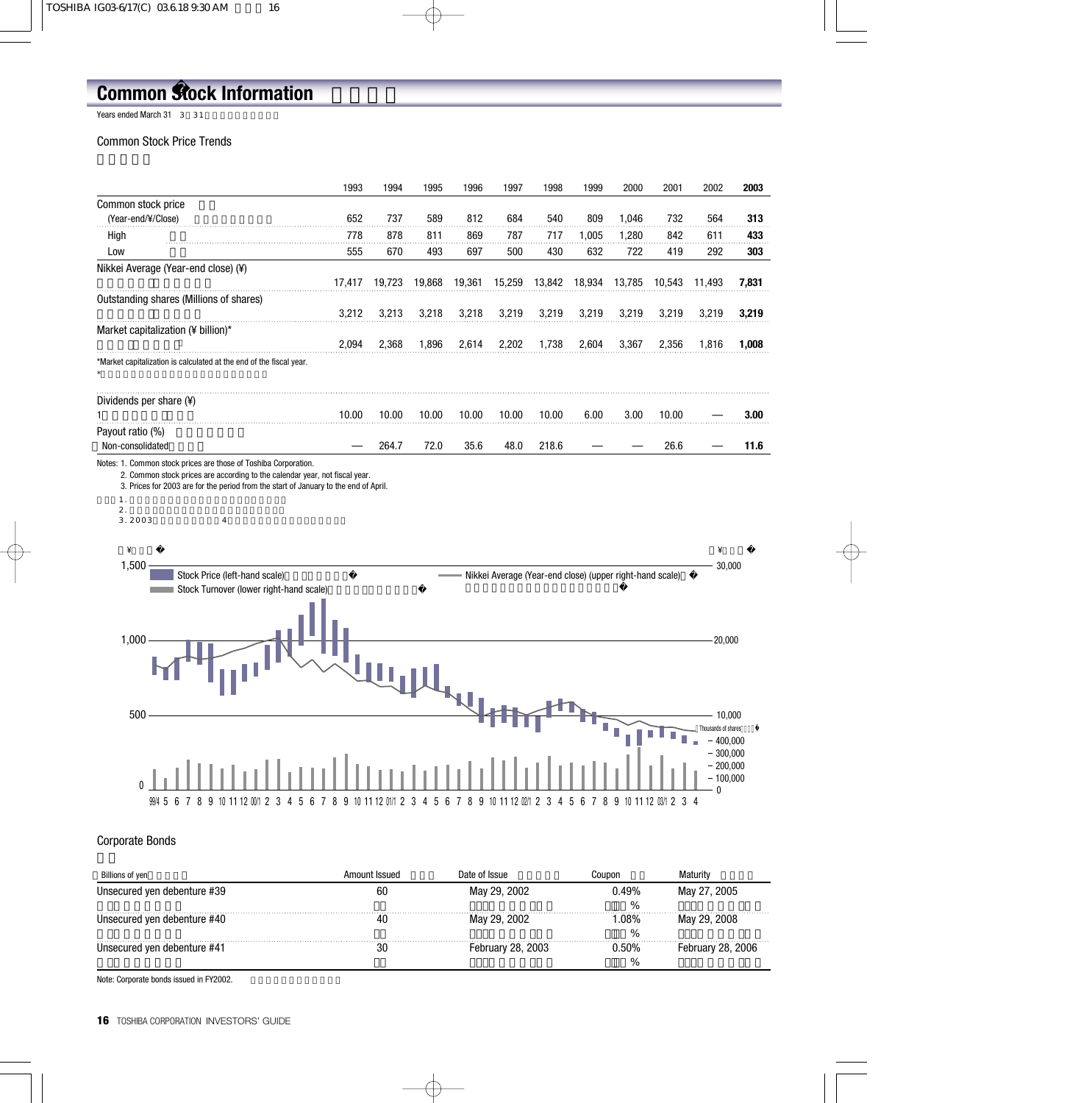# Common Stock Information

Years ended March 31 3 31

## Common Stock Price Trends

| | 1993 | 1994 | 1995 | 1996 | 1997 | 1998 | 1999 | 2000 | 2001 | 2002 | **2003** |
|---|---|---|---|---|---|---|---|---|---|---|---|
| Common stock price | | | | | | | | | | | |
| (Year-end/¥/Close) | 652 | 737 | 589 | 812 | 684 | 540 | 809 | 1,046 | 732 | 564 | **313** |
| High | 778 | 878 | 811 | 869 | 787 | 717 | 1,005 | 1,280 | 842 | 611 | **433** |
| Low | 555 | 670 | 493 | 697 | 500 | 430 | 632 | 722 | 419 | 292 | **303** |
| Nikkei Average (Year-end close) (¥) | 17,417 | 19,723 | 19,868 | 19,361 | 15,259 | 13,842 | 18,934 | 13,785 | 10,543 | 11,493 | **7,831** |
| Outstanding shares (Millions of shares) | 3,212 | 3,213 | 3,218 | 3,218 | 3,219 | 3,219 | 3,219 | 3,219 | 3,219 | 3,219 | **3,219** |
| Market capitalization (¥ billion)* | 2,094 | 2,368 | 1,896 | 2,614 | 2,202 | 1,738 | 2,604 | 3,367 | 2,356 | 1,816 | **1,008** |

*Market capitalization is calculated at the end of the fiscal year.

| | 1993 | 1994 | 1995 | 1996 | 1997 | 1998 | 1999 | 2000 | 2001 | 2002 | **2003** |
|---|---|---|---|---|---|---|---|---|---|---|---|
| Dividends per share (¥) | 10.00 | 10.00 | 10.00 | 10.00 | 10.00 | 10.00 | 6.00 | 3.00 | 10.00 | — | **3.00** |
| Payout ratio (%) Non-consolidated | — | 264.7 | 72.0 | 35.6 | 48.0 | 218.6 | — | — | 26.6 | — | **11.6** |

Notes: 1. Common stock prices are those of Toshiba Corporation.
2. Common stock prices are according to the calendar year, not fiscal year.
3. Prices for 2003 are for the period from the start of January to the end of April.

(¥)
1,500
1,000
500
0
Stock Price (left-hand scale)
Stock Turnover (lower right-hand scale)
Nikkei Average (Year-end close) (upper right-hand scale)
(¥)
30,000
20,000
10,000
Thousands of shares
400,000
300,000
200,000
100,000
0
99/4 5 6 7 8 9 10 11 12 00/1 2 3 4 5 6 7 8 9 10 11 12 01/1 2 3 4 5 6 7 8 9 10 11 12 02/1 2 3 4 5 6 7 8 9 10 11 12 03/1 2 3 4

## Corporate Bonds

| Billions of yen | Amount Issued | Date of Issue | Coupon | Maturity |
|---|---|---|---|---|
| Unsecured yen debenture #39 | 60 | May 29, 2002 | 0.49% | May 27, 2005 |
| Unsecured yen debenture #40 | 40 | May 29, 2002 | 1.08% | May 29, 2008 |
| Unsecured yen debenture #41 | 30 | February 28, 2003 | 0.50% | February 28, 2006 |

Note: Corporate bonds issued in FY2002.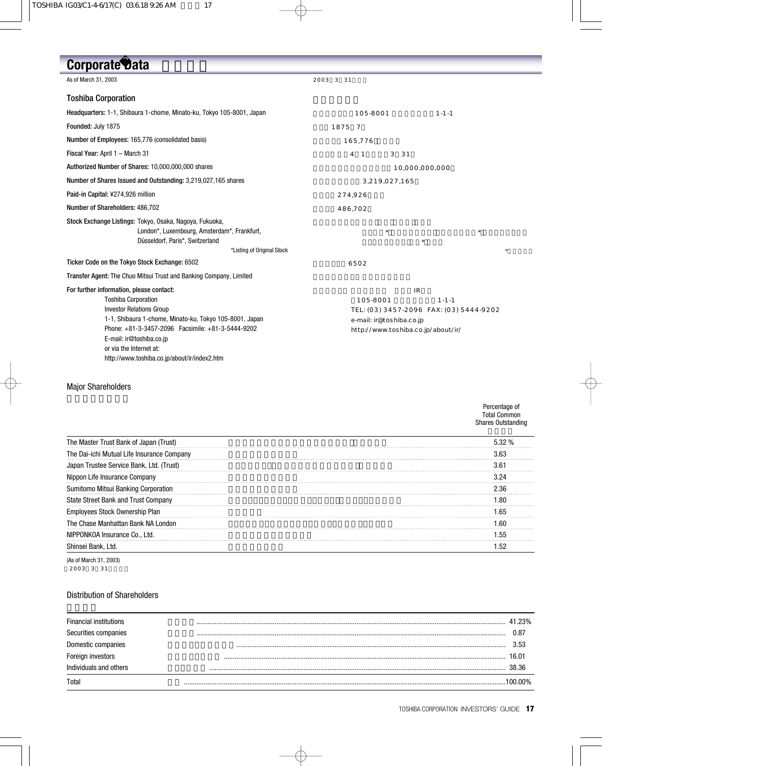# Corporate Data

As of March 31, 2003

2003 3 31

## Toshiba Corporation

**Headquarters:** 1-1, Shibaura 1-chome, Minato-ku, Tokyo 105-8001, Japan

**Founded:** July 1875

**Number of Employees:** 165,776 (consolidated basis)

**Fiscal Year:** April 1 – March 31

**Authorized Number of Shares:** 10,000,000,000 shares

**Number of Shares Issued and Outstanding:** 3,219,027,165 shares

**Paid-in Capital:** ¥274,926 million

**Number of Shareholders:** 486,702

**Stock Exchange Listings:** Tokyo, Osaka, Nagoya, Fukuoka, London*, Luxembourg, Amsterdam*, Frankfurt, Düsseldorf, Paris*, Switzerland

*Listing of Original Stock

**Ticker Code on the Tokyo Stock Exchange:** 6502

**Transfer Agent:** The Chuo Mitsui Trust and Banking Company, Limited

**For further information, please contact:**

Toshiba Corporation
Investor Relations Group
1-1, Shibaura 1-chome, Minato-ku, Tokyo 105-8001, Japan
Phone: +81-3-3457-2096 Facsimile: +81-3-5444-9202
E-mail: ir@toshiba.co.jp
or via the Internet at:
http://www.toshiba.co.jp/about/ir/index2.htm

105-8001 1-1-1

1875 7

165,776

4 1 3 31

10,000,000,000

3,219,027,165

274,926

486,702

6502

IR
105-8001 1-1-1
TEL: (03) 3457-2096 FAX: (03) 5444-9202
e-mail: ir@toshiba.co.jp
http://www.toshiba.co.jp/about/ir/

## Major Shareholders

| | Percentage of Total Common Shares Outstanding |
|---|---|
| The Master Trust Bank of Japan (Trust) | 5.32 % |
| The Dai-ichi Mutual Life Insurance Company | 3.63 |
| Japan Trustee Service Bank, Ltd. (Trust) | 3.61 |
| Nippon Life Insurance Company | 3.24 |
| Sumitomo Mitsui Banking Corporation | 2.36 |
| State Street Bank and Trust Company | 1.80 |
| Employees Stock Ownership Plan | 1.65 |
| The Chase Manhattan Bank NA London | 1.60 |
| NIPPONKOA Insurance Co., Ltd. | 1.55 |
| Shinsei Bank, Ltd. | 1.52 |

(As of March 31, 2003)

2003 3 31

## Distribution of Shareholders

| | |
|---|---|
| Financial institutions | 41.23% |
| Securities companies | 0.87 |
| Domestic companies | 3.53 |
| Foreign investors | 16.01 |
| Individuals and others | 38.36 |
| Total | 100.00% |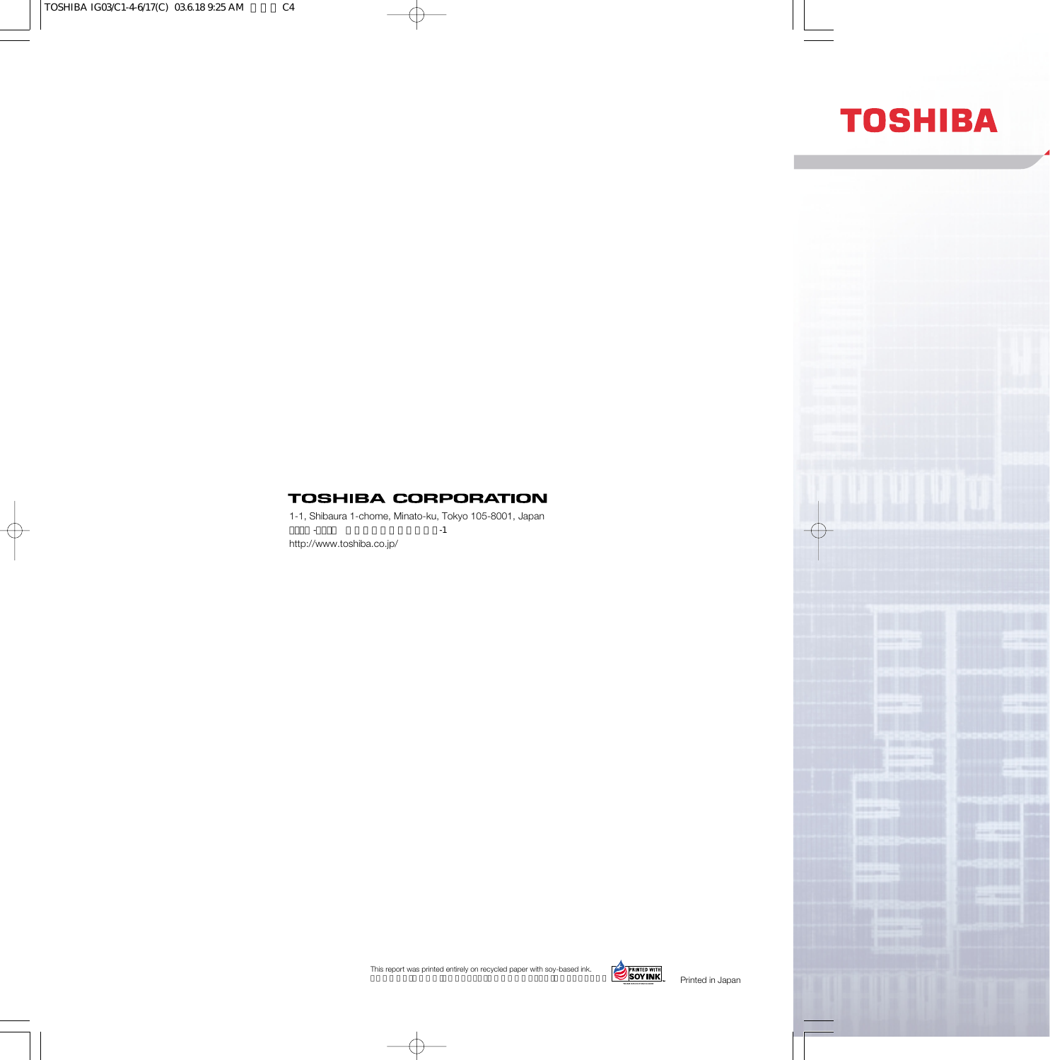TOSHIBA

**TOSHIBA CORPORATION**

1-1, Shibaura 1-chome, Minato-ku, Tokyo 105-8001, Japan

http://www.toshiba.co.jp/

This report was printed entirely on recycled paper with soy-based ink.

PRINTED WITH SOY INK

Printed in Japan